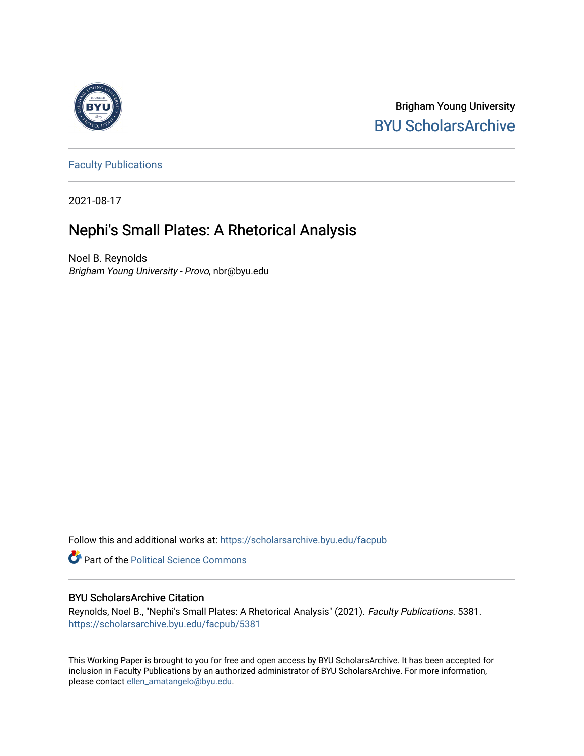Brigham Young University
BYU ScholarsArchive

Faculty Publications

2021-08-17

# Nephi's Small Plates: A Rhetorical Analysis

Noel B. Reynolds
*Brigham Young University - Provo*, nbr@byu.edu

Follow this and additional works at: https://scholarsarchive.byu.edu/facpub

Part of the Political Science Commons

## BYU ScholarsArchive Citation

Reynolds, Noel B., "Nephi's Small Plates: A Rhetorical Analysis" (2021). *Faculty Publications*. 5381.
https://scholarsarchive.byu.edu/facpub/5381

This Working Paper is brought to you for free and open access by BYU ScholarsArchive. It has been accepted for inclusion in Faculty Publications by an authorized administrator of BYU ScholarsArchive. For more information, please contact ellen_amatangelo@byu.edu.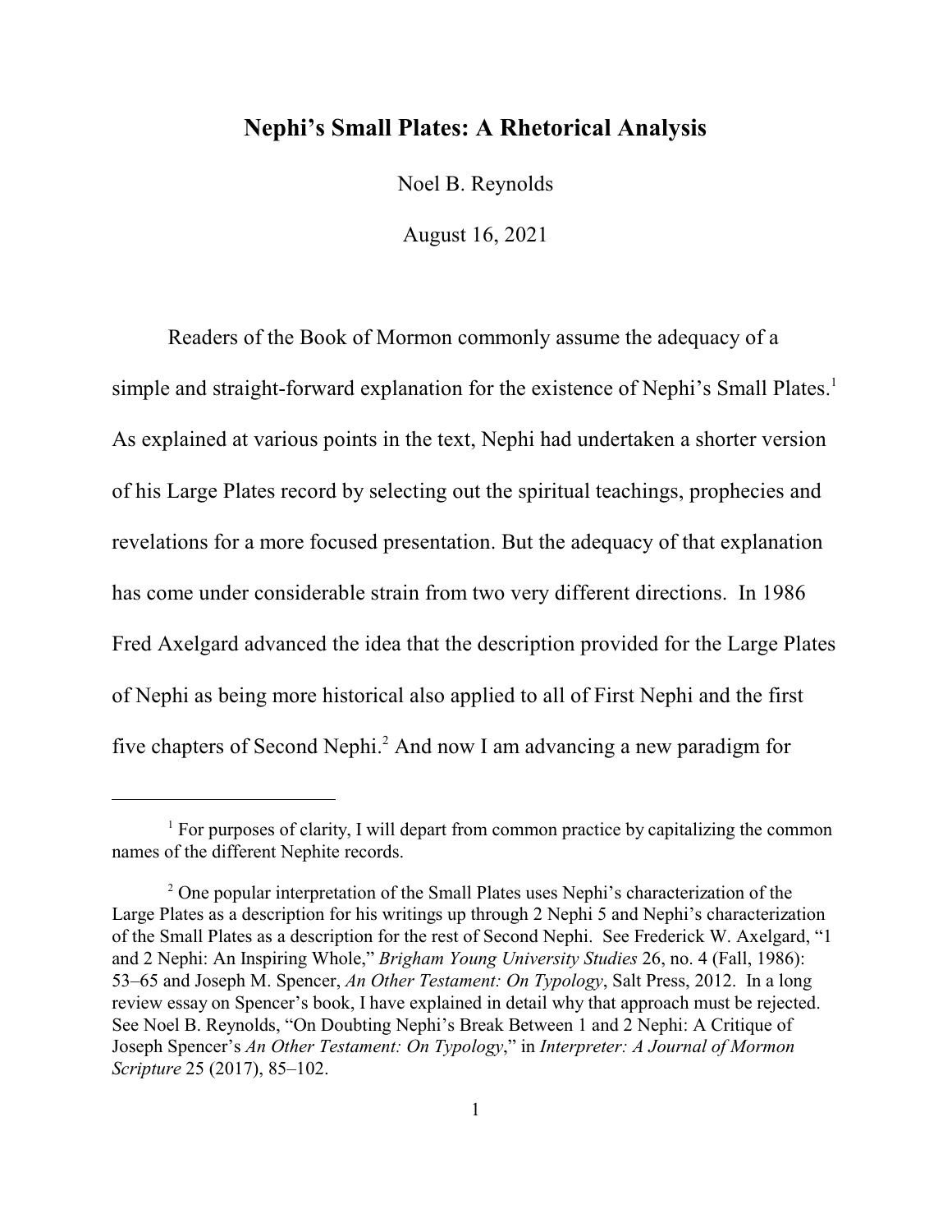# Nephi's Small Plates: A Rhetorical Analysis

Noel B. Reynolds

August 16, 2021

Readers of the Book of Mormon commonly assume the adequacy of a simple and straight-forward explanation for the existence of Nephi's Small Plates.[1] As explained at various points in the text, Nephi had undertaken a shorter version of his Large Plates record by selecting out the spiritual teachings, prophecies and revelations for a more focused presentation. But the adequacy of that explanation has come under considerable strain from two very different directions. In 1986 Fred Axelgard advanced the idea that the description provided for the Large Plates of Nephi as being more historical also applied to all of First Nephi and the first five chapters of Second Nephi.[2] And now I am advancing a new paradigm for

---

[1] For purposes of clarity, I will depart from common practice by capitalizing the common names of the different Nephite records.

[2] One popular interpretation of the Small Plates uses Nephi's characterization of the Large Plates as a description for his writings up through 2 Nephi 5 and Nephi's characterization of the Small Plates as a description for the rest of Second Nephi. See Frederick W. Axelgard, "1 and 2 Nephi: An Inspiring Whole," *Brigham Young University Studies* 26, no. 4 (Fall, 1986): 53–65 and Joseph M. Spencer, *An Other Testament: On Typology*, Salt Press, 2012. In a long review essay on Spencer's book, I have explained in detail why that approach must be rejected. See Noel B. Reynolds, "On Doubting Nephi's Break Between 1 and 2 Nephi: A Critique of Joseph Spencer's *An Other Testament: On Typology*," in *Interpreter: A Journal of Mormon Scripture* 25 (2017), 85–102.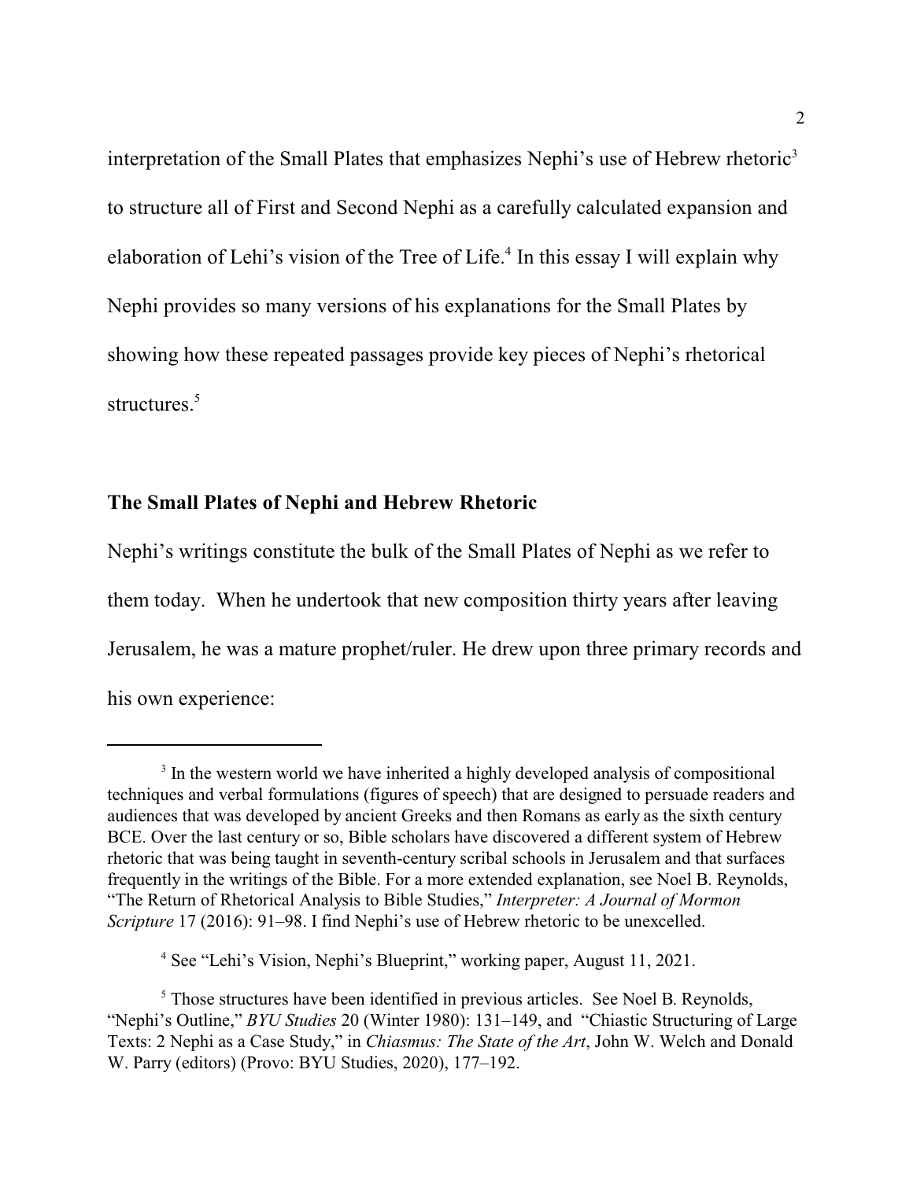interpretation of the Small Plates that emphasizes Nephi's use of Hebrew rhetoric[3] to structure all of First and Second Nephi as a carefully calculated expansion and elaboration of Lehi's vision of the Tree of Life.[4] In this essay I will explain why Nephi provides so many versions of his explanations for the Small Plates by showing how these repeated passages provide key pieces of Nephi's rhetorical structures.[5]

## The Small Plates of Nephi and Hebrew Rhetoric

Nephi's writings constitute the bulk of the Small Plates of Nephi as we refer to them today. When he undertook that new composition thirty years after leaving Jerusalem, he was a mature prophet/ruler. He drew upon three primary records and his own experience:

---

[3] In the western world we have inherited a highly developed analysis of compositional techniques and verbal formulations (figures of speech) that are designed to persuade readers and audiences that was developed by ancient Greeks and then Romans as early as the sixth century BCE. Over the last century or so, Bible scholars have discovered a different system of Hebrew rhetoric that was being taught in seventh-century scribal schools in Jerusalem and that surfaces frequently in the writings of the Bible. For a more extended explanation, see Noel B. Reynolds, "The Return of Rhetorical Analysis to Bible Studies," *Interpreter: A Journal of Mormon Scripture* 17 (2016): 91–98. I find Nephi's use of Hebrew rhetoric to be unexcelled.

[4] See "Lehi's Vision, Nephi's Blueprint," working paper, August 11, 2021.

[5] Those structures have been identified in previous articles. See Noel B. Reynolds, "Nephi's Outline," *BYU Studies* 20 (Winter 1980): 131–149, and "Chiastic Structuring of Large Texts: 2 Nephi as a Case Study," in *Chiasmus: The State of the Art*, John W. Welch and Donald W. Parry (editors) (Provo: BYU Studies, 2020), 177–192.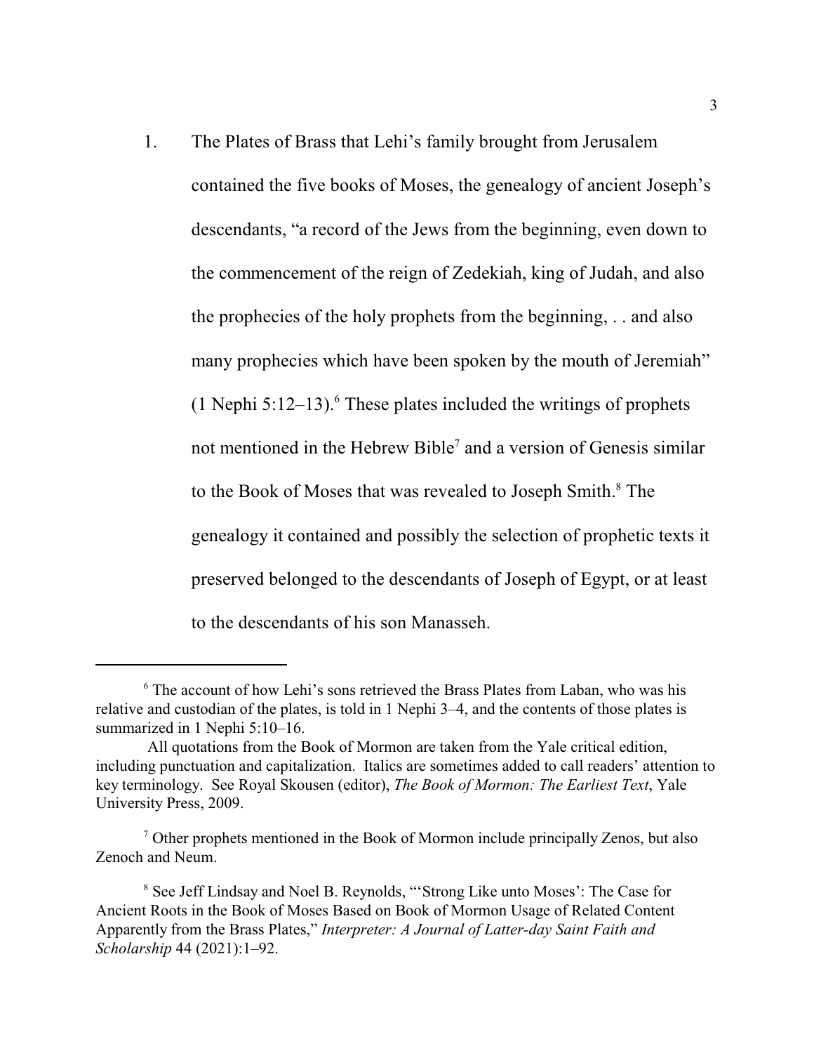1. The Plates of Brass that Lehi's family brought from Jerusalem contained the five books of Moses, the genealogy of ancient Joseph's descendants, "a record of the Jews from the beginning, even down to the commencement of the reign of Zedekiah, king of Judah, and also the prophecies of the holy prophets from the beginning, . . and also many prophecies which have been spoken by the mouth of Jeremiah" (1 Nephi 5:12–13).[6] These plates included the writings of prophets not mentioned in the Hebrew Bible[7] and a version of Genesis similar to the Book of Moses that was revealed to Joseph Smith.[8] The genealogy it contained and possibly the selection of prophetic texts it preserved belonged to the descendants of Joseph of Egypt, or at least to the descendants of his son Manasseh.

---

[6] The account of how Lehi's sons retrieved the Brass Plates from Laban, who was his relative and custodian of the plates, is told in 1 Nephi 3–4, and the contents of those plates is summarized in 1 Nephi 5:10–16.

All quotations from the Book of Mormon are taken from the Yale critical edition, including punctuation and capitalization. Italics are sometimes added to call readers' attention to key terminology. See Royal Skousen (editor), *The Book of Mormon: The Earliest Text*, Yale University Press, 2009.

[7] Other prophets mentioned in the Book of Mormon include principally Zenos, but also Zenoch and Neum.

[8] See Jeff Lindsay and Noel B. Reynolds, "'Strong Like unto Moses': The Case for Ancient Roots in the Book of Moses Based on Book of Mormon Usage of Related Content Apparently from the Brass Plates," *Interpreter: A Journal of Latter-day Saint Faith and Scholarship* 44 (2021):1–92.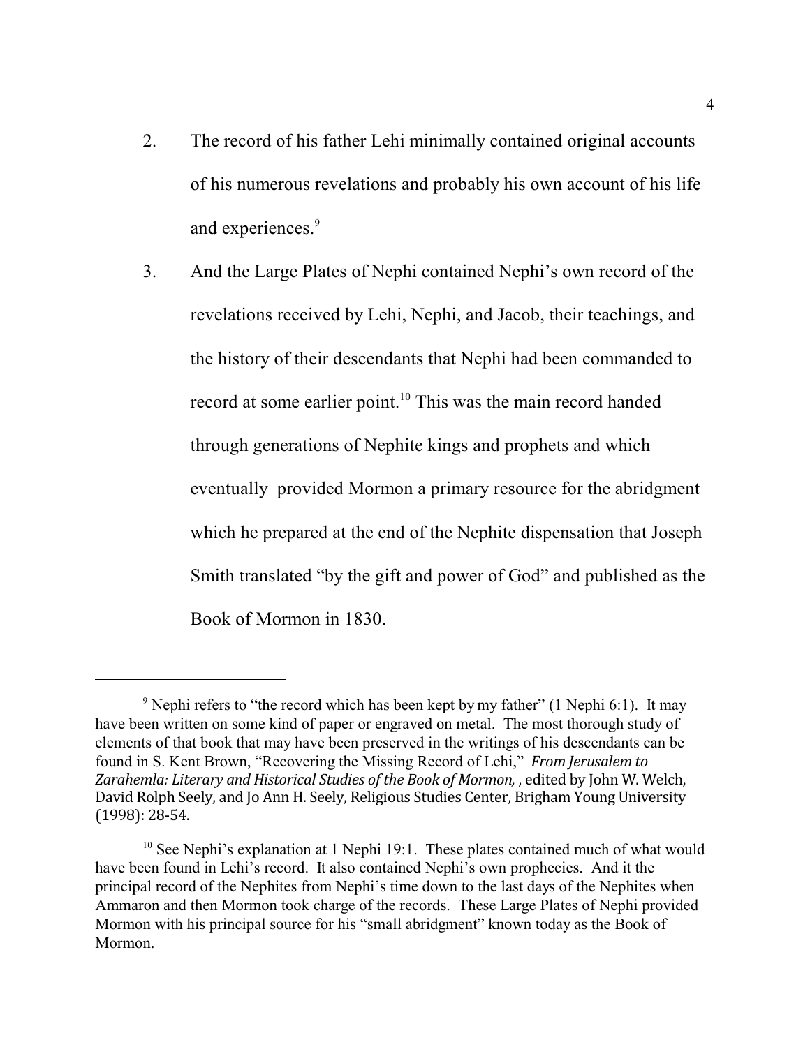2. The record of his father Lehi minimally contained original accounts of his numerous revelations and probably his own account of his life and experiences.[9]

3. And the Large Plates of Nephi contained Nephi's own record of the revelations received by Lehi, Nephi, and Jacob, their teachings, and the history of their descendants that Nephi had been commanded to record at some earlier point.[10] This was the main record handed through generations of Nephite kings and prophets and which eventually provided Mormon a primary resource for the abridgment which he prepared at the end of the Nephite dispensation that Joseph Smith translated "by the gift and power of God" and published as the Book of Mormon in 1830.

---

[9] Nephi refers to "the record which has been kept by my father" (1 Nephi 6:1). It may have been written on some kind of paper or engraved on metal. The most thorough study of elements of that book that may have been preserved in the writings of his descendants can be found in S. Kent Brown, "Recovering the Missing Record of Lehi," *From Jerusalem to Zarahemla: Literary and Historical Studies of the Book of Mormon,* , edited by John W. Welch, David Rolph Seely, and Jo Ann H. Seely, Religious Studies Center, Brigham Young University (1998): 28-54.

[10] See Nephi's explanation at 1 Nephi 19:1. These plates contained much of what would have been found in Lehi's record. It also contained Nephi's own prophecies. And it the principal record of the Nephites from Nephi's time down to the last days of the Nephites when Ammaron and then Mormon took charge of the records. These Large Plates of Nephi provided Mormon with his principal source for his "small abridgment" known today as the Book of Mormon.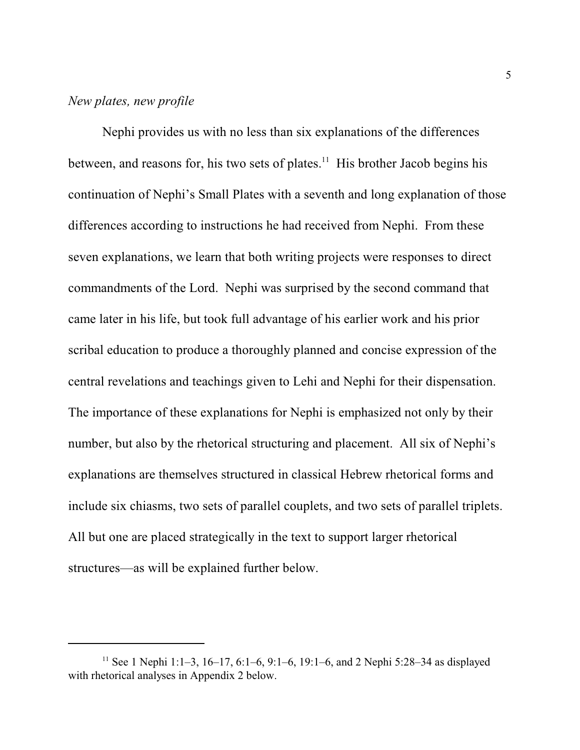*New plates, new profile*

Nephi provides us with no less than six explanations of the differences between, and reasons for, his two sets of plates.[11] His brother Jacob begins his continuation of Nephi's Small Plates with a seventh and long explanation of those differences according to instructions he had received from Nephi. From these seven explanations, we learn that both writing projects were responses to direct commandments of the Lord. Nephi was surprised by the second command that came later in his life, but took full advantage of his earlier work and his prior scribal education to produce a thoroughly planned and concise expression of the central revelations and teachings given to Lehi and Nephi for their dispensation. The importance of these explanations for Nephi is emphasized not only by their number, but also by the rhetorical structuring and placement. All six of Nephi's explanations are themselves structured in classical Hebrew rhetorical forms and include six chiasms, two sets of parallel couplets, and two sets of parallel triplets. All but one are placed strategically in the text to support larger rhetorical structures—as will be explained further below.

---

[11] See 1 Nephi 1:1–3, 16–17, 6:1–6, 9:1–6, 19:1–6, and 2 Nephi 5:28–34 as displayed with rhetorical analyses in Appendix 2 below.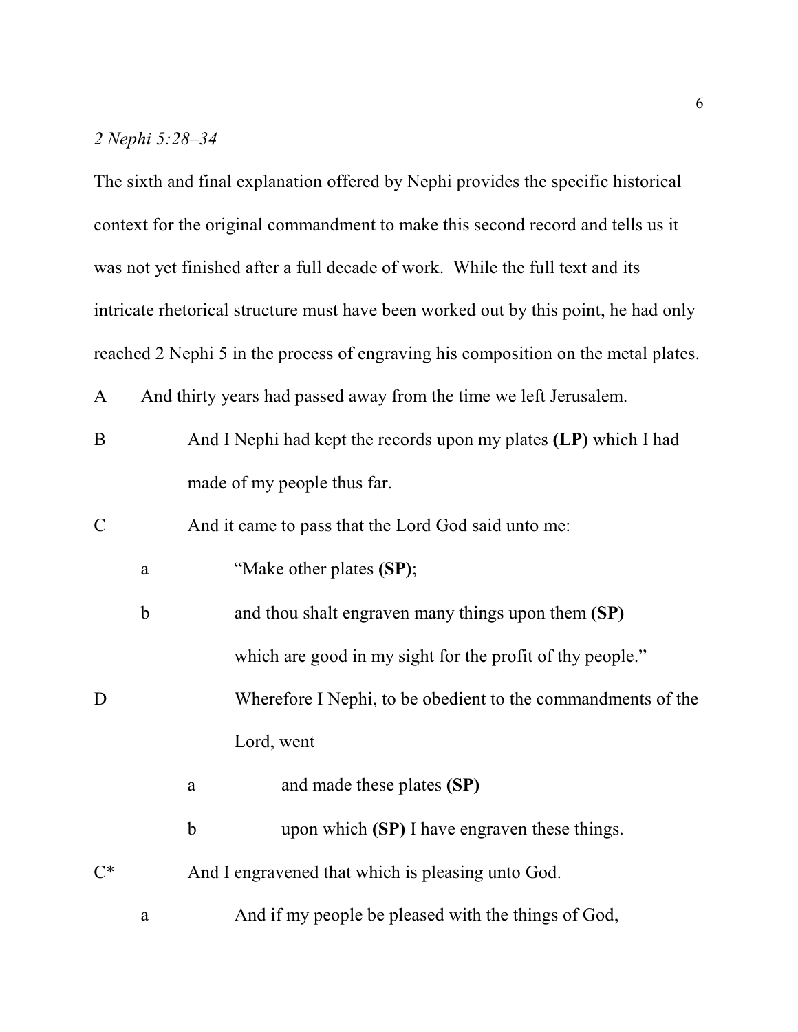*2 Nephi 5:28–34*

The sixth and final explanation offered by Nephi provides the specific historical context for the original commandment to make this second record and tells us it was not yet finished after a full decade of work. While the full text and its intricate rhetorical structure must have been worked out by this point, he had only reached 2 Nephi 5 in the process of engraving his composition on the metal plates.

A And thirty years had passed away from the time we left Jerusalem.

B And I Nephi had kept the records upon my plates **(LP)** which I had made of my people thus far.

C And it came to pass that the Lord God said unto me:

a "Make other plates **(SP)**;

b and thou shalt engraven many things upon them **(SP)** which are good in my sight for the profit of thy people."

D Wherefore I Nephi, to be obedient to the commandments of the Lord, went

a and made these plates **(SP)**

b upon which **(SP)** I have engraven these things.

C* And I engravened that which is pleasing unto God.

a And if my people be pleased with the things of God,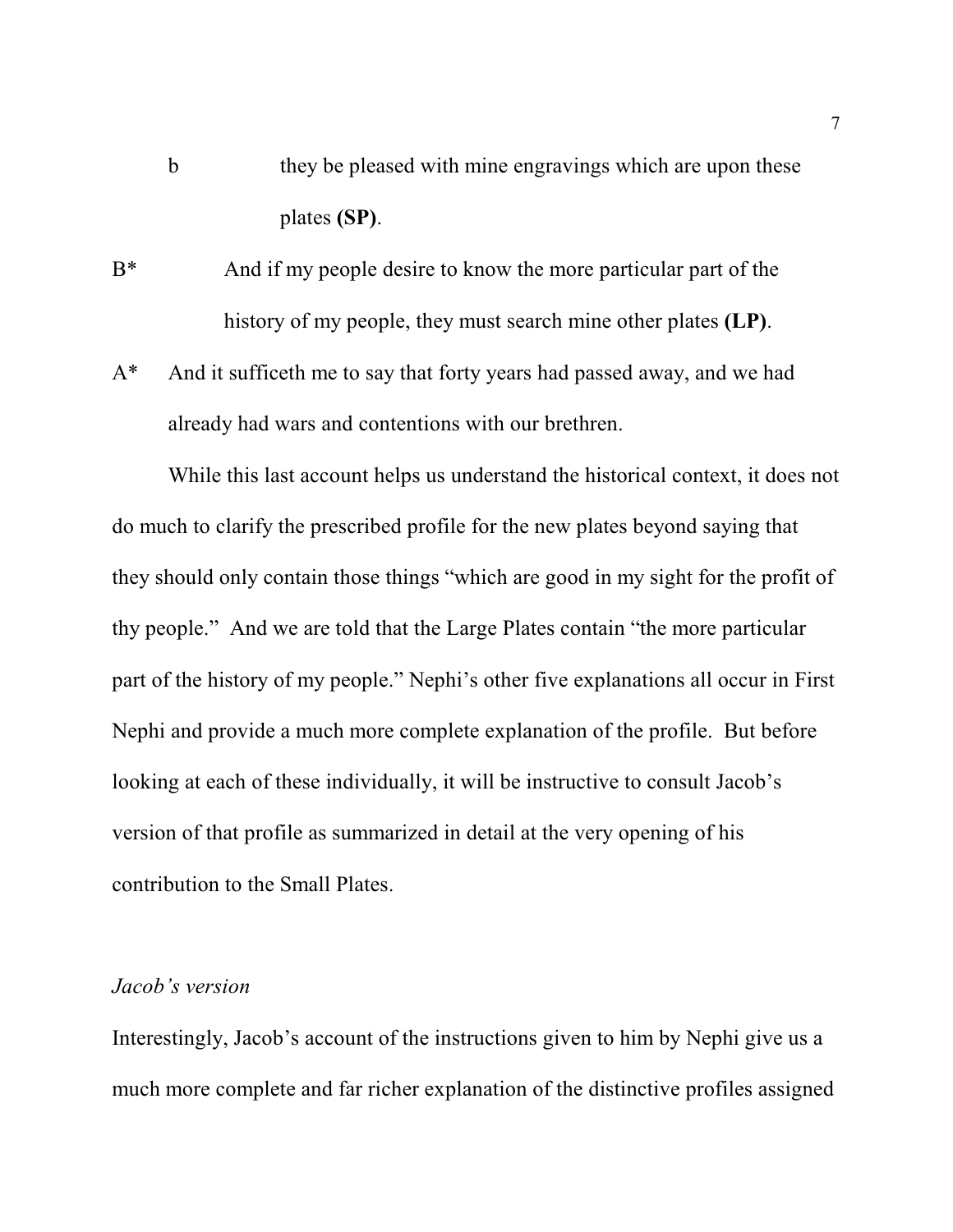b they be pleased with mine engravings which are upon these plates **(SP)**.

B* And if my people desire to know the more particular part of the history of my people, they must search mine other plates **(LP)**.

A* And it sufficeth me to say that forty years had passed away, and we had already had wars and contentions with our brethren.

While this last account helps us understand the historical context, it does not do much to clarify the prescribed profile for the new plates beyond saying that they should only contain those things "which are good in my sight for the profit of thy people." And we are told that the Large Plates contain "the more particular part of the history of my people." Nephi's other five explanations all occur in First Nephi and provide a much more complete explanation of the profile. But before looking at each of these individually, it will be instructive to consult Jacob's version of that profile as summarized in detail at the very opening of his contribution to the Small Plates.

*Jacob's version*

Interestingly, Jacob's account of the instructions given to him by Nephi give us a much more complete and far richer explanation of the distinctive profiles assigned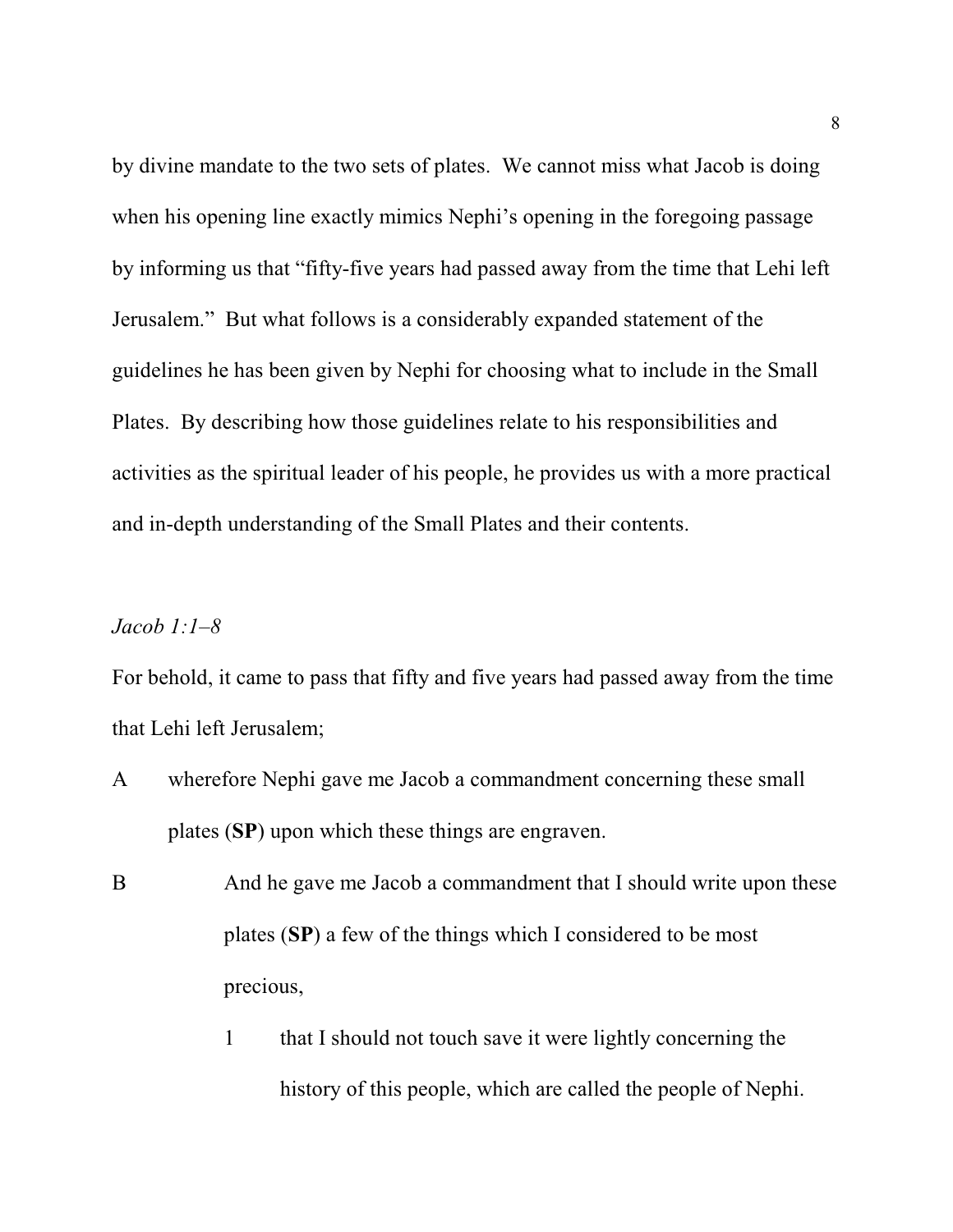by divine mandate to the two sets of plates. We cannot miss what Jacob is doing when his opening line exactly mimics Nephi's opening in the foregoing passage by informing us that "fifty-five years had passed away from the time that Lehi left Jerusalem." But what follows is a considerably expanded statement of the guidelines he has been given by Nephi for choosing what to include in the Small Plates. By describing how those guidelines relate to his responsibilities and activities as the spiritual leader of his people, he provides us with a more practical and in-depth understanding of the Small Plates and their contents.

*Jacob 1:1–8*

For behold, it came to pass that fifty and five years had passed away from the time that Lehi left Jerusalem;

A wherefore Nephi gave me Jacob a commandment concerning these small plates (**SP**) upon which these things are engraven.

B And he gave me Jacob a commandment that I should write upon these plates (**SP**) a few of the things which I considered to be most precious,

1 that I should not touch save it were lightly concerning the history of this people, which are called the people of Nephi.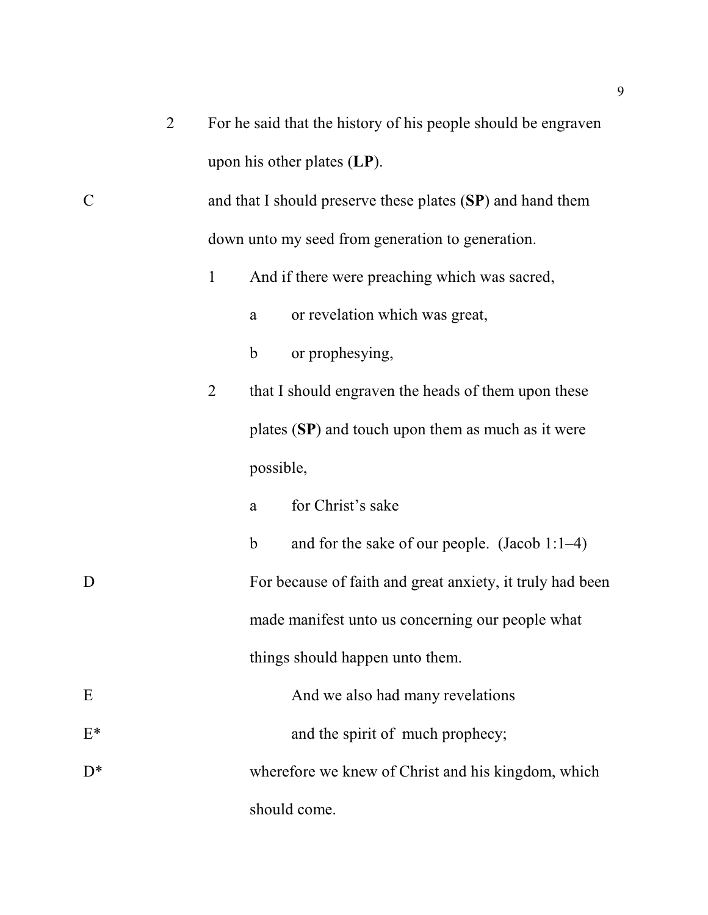2 For he said that the history of his people should be engraven upon his other plates (**LP**).

C and that I should preserve these plates (**SP**) and hand them down unto my seed from generation to generation.

- 1 And if there were preaching which was sacred,
  - a or revelation which was great,
  - b or prophesying,
- 2 that I should engraven the heads of them upon these plates (**SP**) and touch upon them as much as it were possible,
  - a for Christ's sake
  - b and for the sake of our people. (Jacob 1:1–4)

D For because of faith and great anxiety, it truly had been made manifest unto us concerning our people what things should happen unto them.

E And we also had many revelations

E* and the spirit of much prophecy;

D* wherefore we knew of Christ and his kingdom, which should come.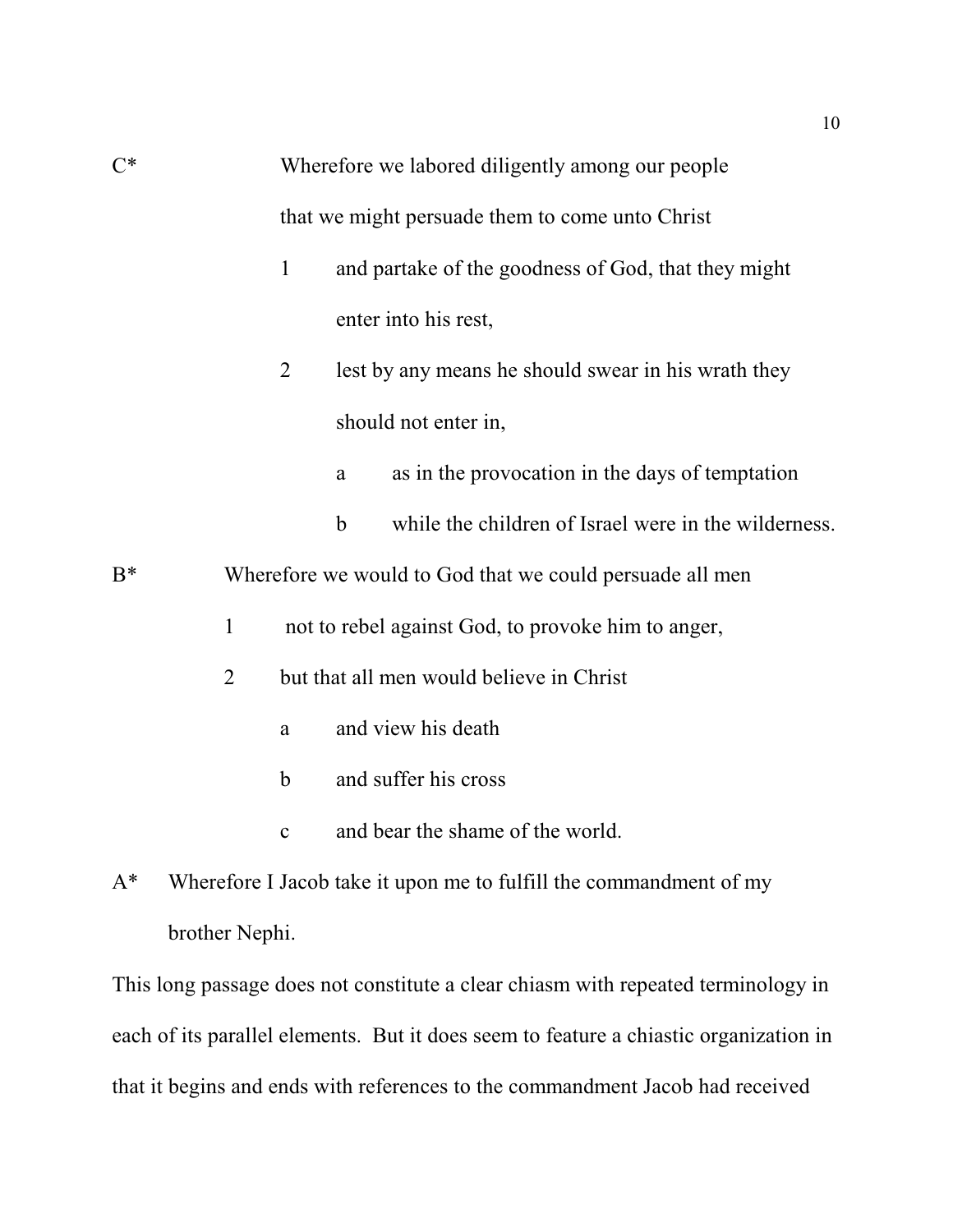C*		Wherefore we labored diligently among our people

		that we might persuade them to come unto Christ

		1	and partake of the goodness of God, that they might enter into his rest,

		2	lest by any means he should swear in his wrath they should not enter in,

			a	as in the provocation in the days of temptation

			b	while the children of Israel were in the wilderness.

B*	Wherefore we would to God that we could persuade all men

	1	not to rebel against God, to provoke him to anger,

	2	but that all men would believe in Christ

		a	and view his death

		b	and suffer his cross

		c	and bear the shame of the world.

A*	Wherefore I Jacob take it upon me to fulfill the commandment of my brother Nephi.

This long passage does not constitute a clear chiasm with repeated terminology in each of its parallel elements. But it does seem to feature a chiastic organization in that it begins and ends with references to the commandment Jacob had received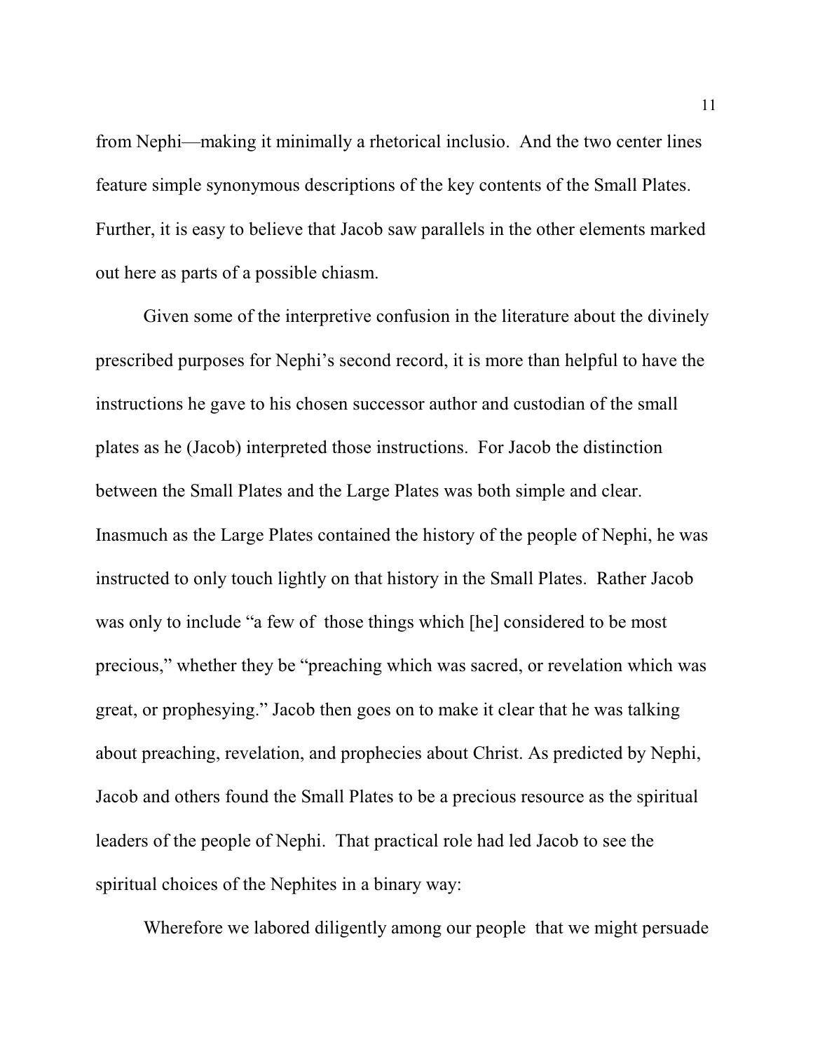from Nephi—making it minimally a rhetorical inclusio. And the two center lines feature simple synonymous descriptions of the key contents of the Small Plates. Further, it is easy to believe that Jacob saw parallels in the other elements marked out here as parts of a possible chiasm.

Given some of the interpretive confusion in the literature about the divinely prescribed purposes for Nephi's second record, it is more than helpful to have the instructions he gave to his chosen successor author and custodian of the small plates as he (Jacob) interpreted those instructions. For Jacob the distinction between the Small Plates and the Large Plates was both simple and clear. Inasmuch as the Large Plates contained the history of the people of Nephi, he was instructed to only touch lightly on that history in the Small Plates. Rather Jacob was only to include "a few of those things which [he] considered to be most precious," whether they be "preaching which was sacred, or revelation which was great, or prophesying." Jacob then goes on to make it clear that he was talking about preaching, revelation, and prophecies about Christ. As predicted by Nephi, Jacob and others found the Small Plates to be a precious resource as the spiritual leaders of the people of Nephi. That practical role had led Jacob to see the spiritual choices of the Nephites in a binary way:

Wherefore we labored diligently among our people that we might persuade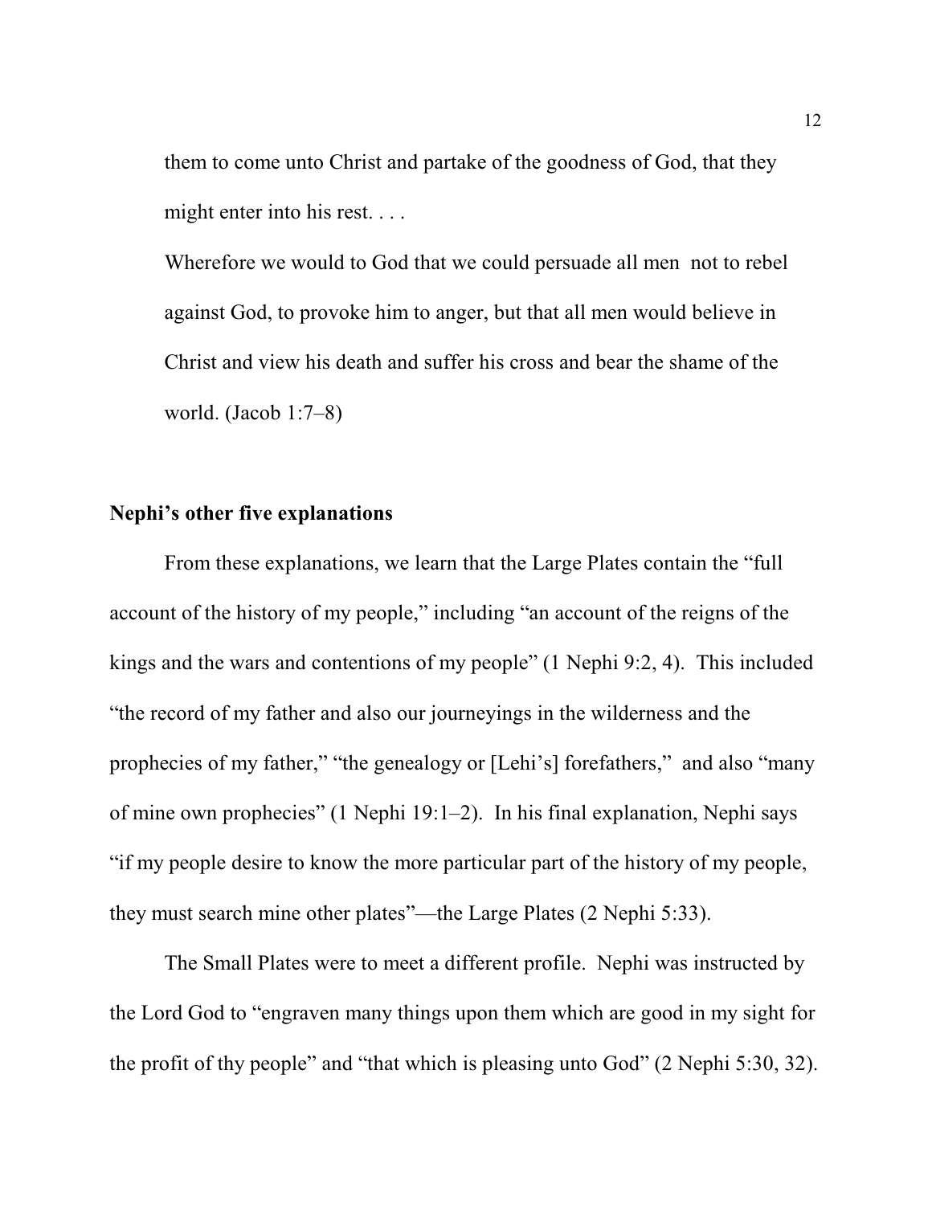> them to come unto Christ and partake of the goodness of God, that they might enter into his rest. . . .
>
> Wherefore we would to God that we could persuade all men not to rebel against God, to provoke him to anger, but that all men would believe in Christ and view his death and suffer his cross and bear the shame of the world. (Jacob 1:7–8)

**Nephi's other five explanations**

From these explanations, we learn that the Large Plates contain the "full account of the history of my people," including "an account of the reigns of the kings and the wars and contentions of my people" (1 Nephi 9:2, 4). This included "the record of my father and also our journeyings in the wilderness and the prophecies of my father," "the genealogy or [Lehi's] forefathers," and also "many of mine own prophecies" (1 Nephi 19:1–2). In his final explanation, Nephi says "if my people desire to know the more particular part of the history of my people, they must search mine other plates"—the Large Plates (2 Nephi 5:33).

The Small Plates were to meet a different profile. Nephi was instructed by the Lord God to "engraven many things upon them which are good in my sight for the profit of thy people" and "that which is pleasing unto God" (2 Nephi 5:30, 32).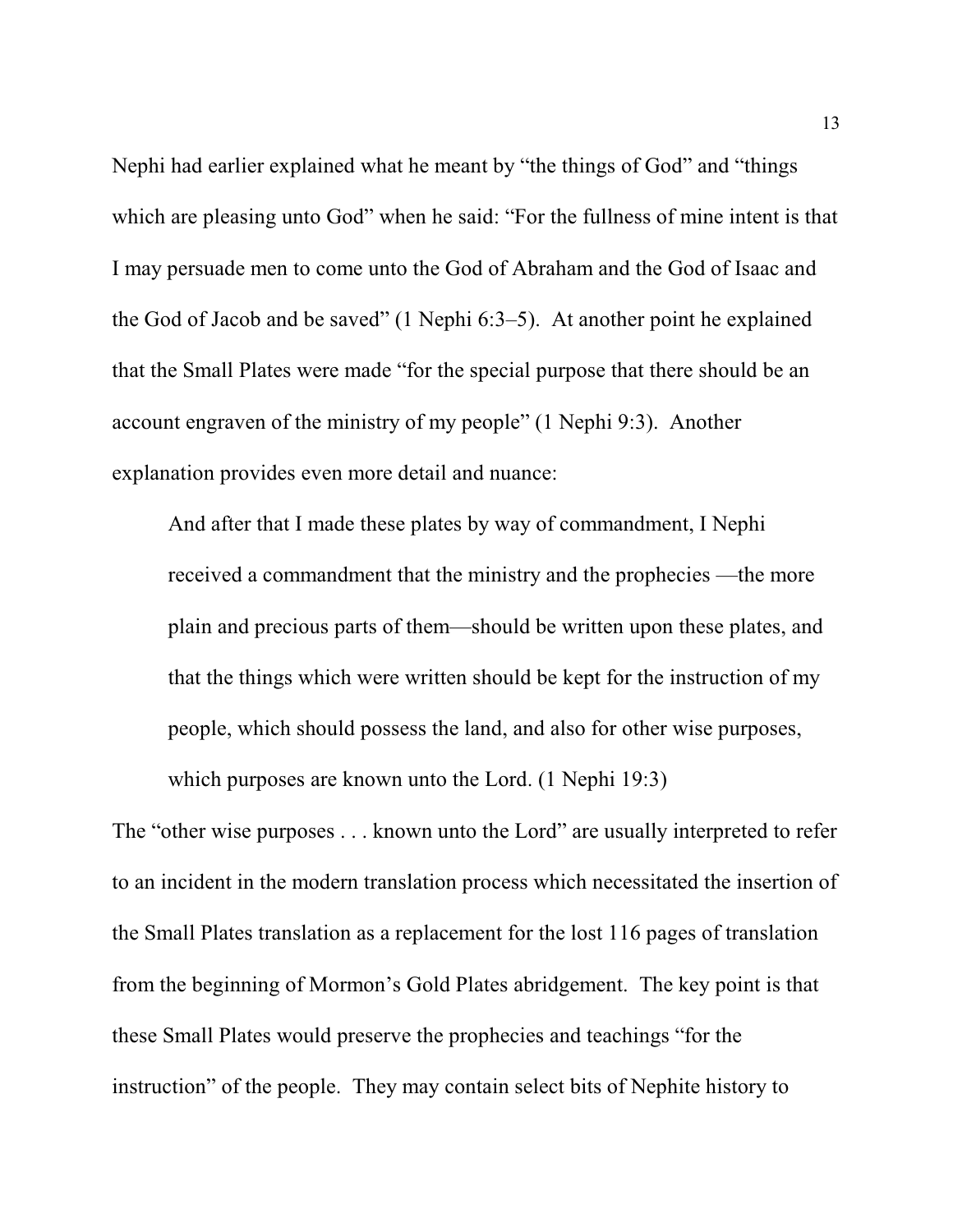Nephi had earlier explained what he meant by "the things of God" and "things which are pleasing unto God" when he said: "For the fullness of mine intent is that I may persuade men to come unto the God of Abraham and the God of Isaac and the God of Jacob and be saved" (1 Nephi 6:3–5). At another point he explained that the Small Plates were made "for the special purpose that there should be an account engraven of the ministry of my people" (1 Nephi 9:3). Another explanation provides even more detail and nuance:

> And after that I made these plates by way of commandment, I Nephi received a commandment that the ministry and the prophecies —the more plain and precious parts of them—should be written upon these plates, and that the things which were written should be kept for the instruction of my people, which should possess the land, and also for other wise purposes, which purposes are known unto the Lord. (1 Nephi 19:3)

The "other wise purposes . . . known unto the Lord" are usually interpreted to refer to an incident in the modern translation process which necessitated the insertion of the Small Plates translation as a replacement for the lost 116 pages of translation from the beginning of Mormon's Gold Plates abridgement. The key point is that these Small Plates would preserve the prophecies and teachings "for the instruction" of the people. They may contain select bits of Nephite history to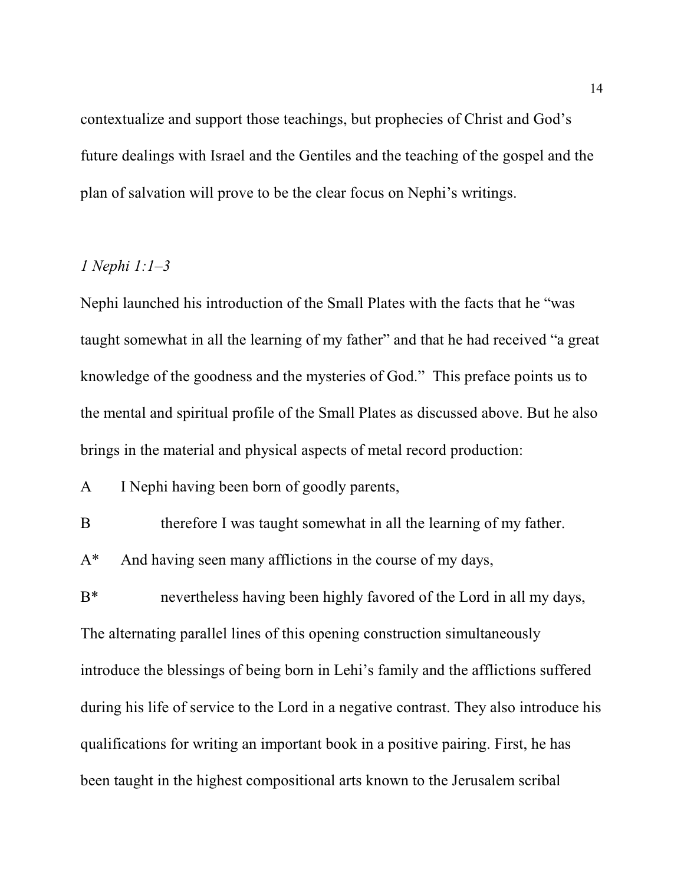contextualize and support those teachings, but prophecies of Christ and God's future dealings with Israel and the Gentiles and the teaching of the gospel and the plan of salvation will prove to be the clear focus on Nephi's writings.

*1 Nephi 1:1–3*

Nephi launched his introduction of the Small Plates with the facts that he "was taught somewhat in all the learning of my father" and that he had received "a great knowledge of the goodness and the mysteries of God." This preface points us to the mental and spiritual profile of the Small Plates as discussed above. But he also brings in the material and physical aspects of metal record production:

A&emsp;I Nephi having been born of goodly parents,

B&emsp;&emsp;&emsp;therefore I was taught somewhat in all the learning of my father.

A*&emsp;And having seen many afflictions in the course of my days,

B*&emsp;&emsp;&emsp;nevertheless having been highly favored of the Lord in all my days,

The alternating parallel lines of this opening construction simultaneously introduce the blessings of being born in Lehi's family and the afflictions suffered during his life of service to the Lord in a negative contrast. They also introduce his qualifications for writing an important book in a positive pairing. First, he has been taught in the highest compositional arts known to the Jerusalem scribal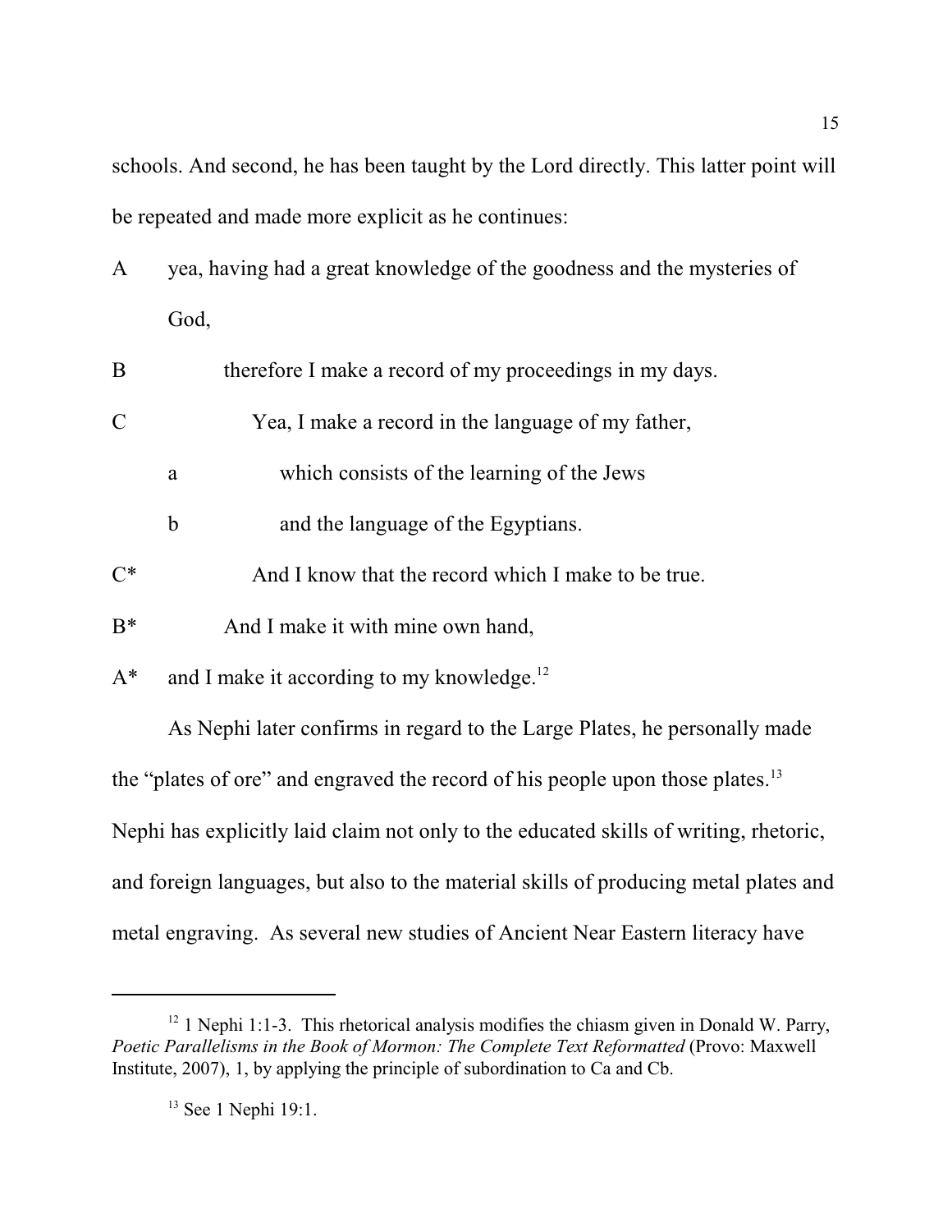schools. And second, he has been taught by the Lord directly. This latter point will be repeated and made more explicit as he continues:

A yea, having had a great knowledge of the goodness and the mysteries of God,

B therefore I make a record of my proceedings in my days.

C Yea, I make a record in the language of my father,

a which consists of the learning of the Jews

b and the language of the Egyptians.

C* And I know that the record which I make to be true.

B* And I make it with mine own hand,

A* and I make it according to my knowledge.[12]

As Nephi later confirms in regard to the Large Plates, he personally made the "plates of ore" and engraved the record of his people upon those plates.[13] Nephi has explicitly laid claim not only to the educated skills of writing, rhetoric, and foreign languages, but also to the material skills of producing metal plates and metal engraving. As several new studies of Ancient Near Eastern literacy have

---

[12] 1 Nephi 1:1-3. This rhetorical analysis modifies the chiasm given in Donald W. Parry, *Poetic Parallelisms in the Book of Mormon: The Complete Text Reformatted* (Provo: Maxwell Institute, 2007), 1, by applying the principle of subordination to Ca and Cb.

[13] See 1 Nephi 19:1.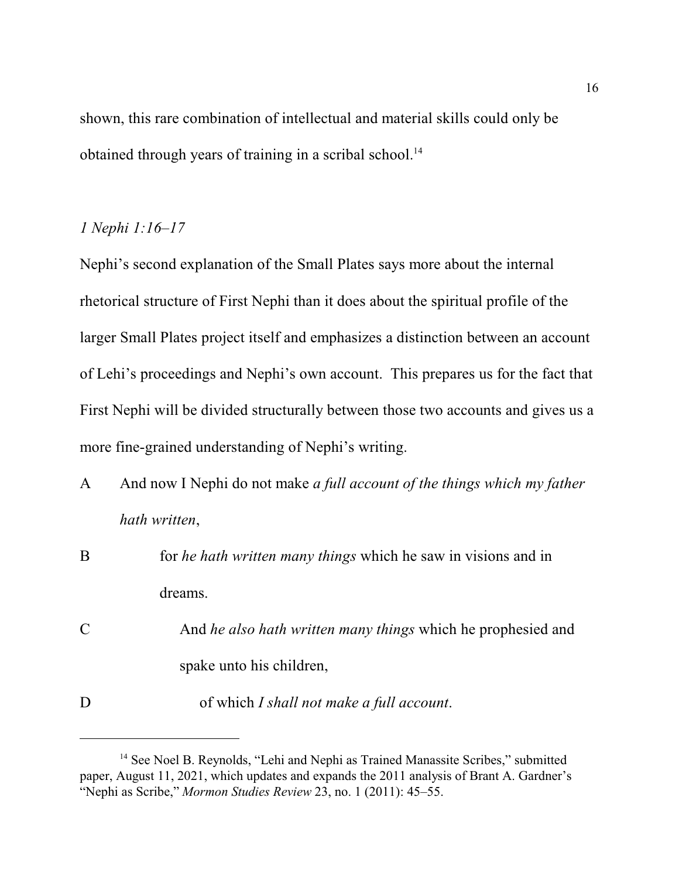shown, this rare combination of intellectual and material skills could only be obtained through years of training in a scribal school.[14]

*1 Nephi 1:16–17*

Nephi's second explanation of the Small Plates says more about the internal rhetorical structure of First Nephi than it does about the spiritual profile of the larger Small Plates project itself and emphasizes a distinction between an account of Lehi's proceedings and Nephi's own account. This prepares us for the fact that First Nephi will be divided structurally between those two accounts and gives us a more fine-grained understanding of Nephi's writing.

A And now I Nephi do not make *a full account of the things which my father hath written*,

B     for *he hath written many things* which he saw in visions and in dreams.

C         And *he also hath written many things* which he prophesied and spake unto his children,

D             of which *I shall not make a full account*.

---

[14] See Noel B. Reynolds, "Lehi and Nephi as Trained Manassite Scribes," submitted paper, August 11, 2021, which updates and expands the 2011 analysis of Brant A. Gardner's "Nephi as Scribe," *Mormon Studies Review* 23, no. 1 (2011): 45–55.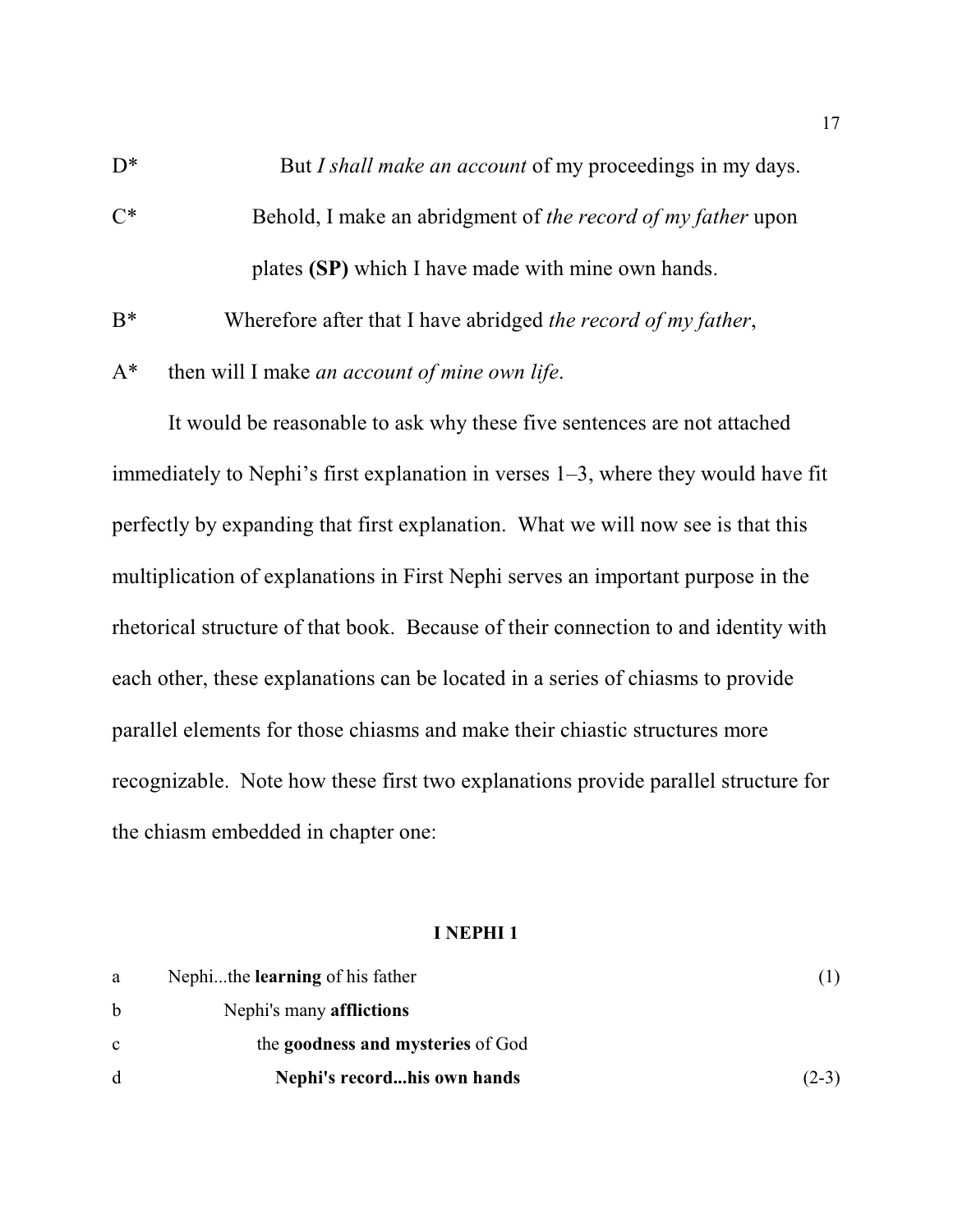D*          But *I shall make an account* of my proceedings in my days.

C*          Behold, I make an abridgment of *the record of my father* upon plates **(SP)** which I have made with mine own hands.

B*          Wherefore after that I have abridged *the record of my father*,

A*     then will I make *an account of mine own life*.

It would be reasonable to ask why these five sentences are not attached immediately to Nephi's first explanation in verses 1–3, where they would have fit perfectly by expanding that first explanation. What we will now see is that this multiplication of explanations in First Nephi serves an important purpose in the rhetorical structure of that book. Because of their connection to and identity with each other, these explanations can be located in a series of chiasms to provide parallel elements for those chiasms and make their chiastic structures more recognizable. Note how these first two explanations provide parallel structure for the chiasm embedded in chapter one:

**I NEPHI 1**

a     Nephi...the **learning** of his father     (1)

b          Nephi's many **afflictions**

c               the **goodness and mysteries** of God

d                    **Nephi's record...his own hands**     (2-3)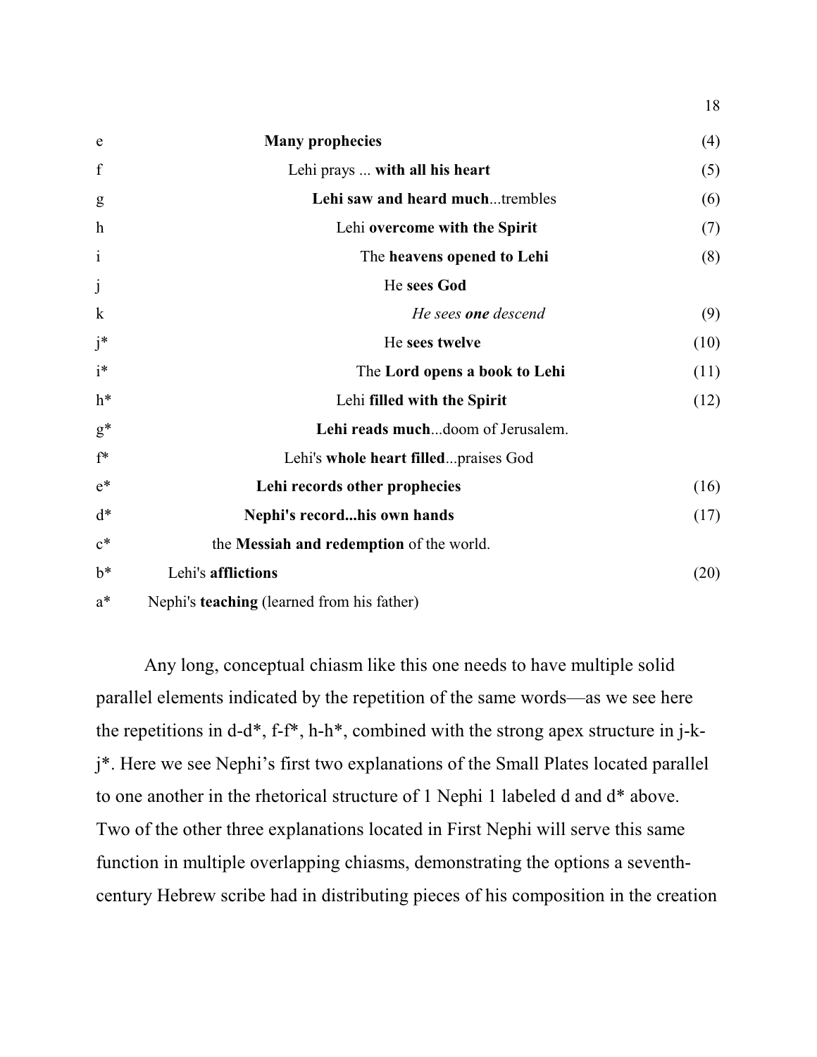| | | |
|---|---|---|
| e | **Many prophecies** | (4) |
| f | Lehi prays ... **with all his heart** | (5) |
| g | **Lehi saw and heard much**...trembles | (6) |
| h | Lehi **overcome with the Spirit** | (7) |
| i | The **heavens opened to Lehi** | (8) |
| j | He **sees God** | |
| k | *He sees **one** descend* | (9) |
| j* | He **sees twelve** | (10) |
| i* | The **Lord opens a book to Lehi** | (11) |
| h* | Lehi **filled with the Spirit** | (12) |
| g* | **Lehi reads much**...doom of Jerusalem. | |
| f* | Lehi's **whole heart filled**...praises God | |
| e* | **Lehi records other prophecies** | (16) |
| d* | **Nephi's record...his own hands** | (17) |
| c* | the **Messiah and redemption** of the world. | |
| b* | Lehi's **afflictions** | (20) |
| a* | Nephi's **teaching** (learned from his father) | |

Any long, conceptual chiasm like this one needs to have multiple solid parallel elements indicated by the repetition of the same words—as we see here the repetitions in d-d*, f-f*, h-h*, combined with the strong apex structure in j-k-j*. Here we see Nephi's first two explanations of the Small Plates located parallel to one another in the rhetorical structure of 1 Nephi 1 labeled d and d* above. Two of the other three explanations located in First Nephi will serve this same function in multiple overlapping chiasms, demonstrating the options a seventh-century Hebrew scribe had in distributing pieces of his composition in the creation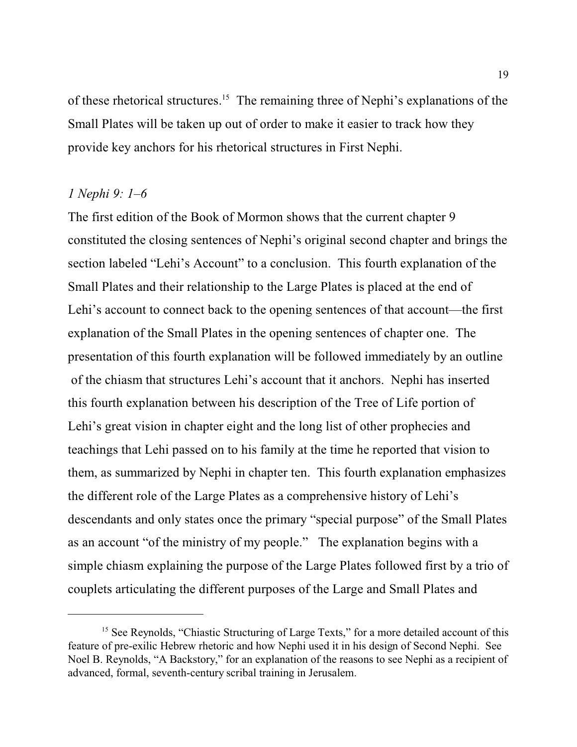of these rhetorical structures.[15] The remaining three of Nephi's explanations of the Small Plates will be taken up out of order to make it easier to track how they provide key anchors for his rhetorical structures in First Nephi.

*1 Nephi 9: 1–6*

The first edition of the Book of Mormon shows that the current chapter 9 constituted the closing sentences of Nephi's original second chapter and brings the section labeled "Lehi's Account" to a conclusion. This fourth explanation of the Small Plates and their relationship to the Large Plates is placed at the end of Lehi's account to connect back to the opening sentences of that account—the first explanation of the Small Plates in the opening sentences of chapter one. The presentation of this fourth explanation will be followed immediately by an outline of the chiasm that structures Lehi's account that it anchors. Nephi has inserted this fourth explanation between his description of the Tree of Life portion of Lehi's great vision in chapter eight and the long list of other prophecies and teachings that Lehi passed on to his family at the time he reported that vision to them, as summarized by Nephi in chapter ten. This fourth explanation emphasizes the different role of the Large Plates as a comprehensive history of Lehi's descendants and only states once the primary "special purpose" of the Small Plates as an account "of the ministry of my people." The explanation begins with a simple chiasm explaining the purpose of the Large Plates followed first by a trio of couplets articulating the different purposes of the Large and Small Plates and

---

[15] See Reynolds, "Chiastic Structuring of Large Texts," for a more detailed account of this feature of pre-exilic Hebrew rhetoric and how Nephi used it in his design of Second Nephi. See Noel B. Reynolds, "A Backstory," for an explanation of the reasons to see Nephi as a recipient of advanced, formal, seventh-century scribal training in Jerusalem.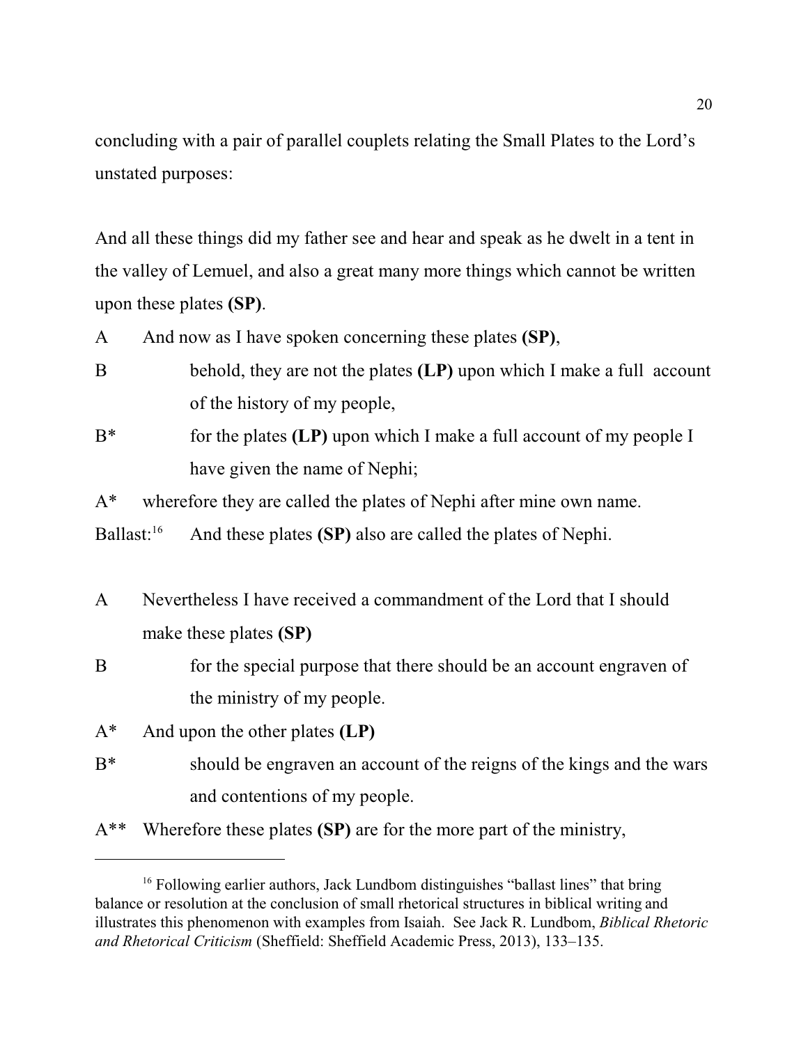concluding with a pair of parallel couplets relating the Small Plates to the Lord's unstated purposes:

And all these things did my father see and hear and speak as he dwelt in a tent in the valley of Lemuel, and also a great many more things which cannot be written upon these plates **(SP)**.

A And now as I have spoken concerning these plates **(SP)**,

B behold, they are not the plates **(LP)** upon which I make a full account of the history of my people,

B* for the plates **(LP)** upon which I make a full account of my people I have given the name of Nephi;

A* wherefore they are called the plates of Nephi after mine own name.

Ballast:[16] And these plates **(SP)** also are called the plates of Nephi.

A Nevertheless I have received a commandment of the Lord that I should make these plates **(SP)**

B for the special purpose that there should be an account engraven of the ministry of my people.

A* And upon the other plates **(LP)**

B* should be engraven an account of the reigns of the kings and the wars and contentions of my people.

A** Wherefore these plates **(SP)** are for the more part of the ministry,

---

[16] Following earlier authors, Jack Lundbom distinguishes "ballast lines" that bring balance or resolution at the conclusion of small rhetorical structures in biblical writing and illustrates this phenomenon with examples from Isaiah. See Jack R. Lundbom, *Biblical Rhetoric and Rhetorical Criticism* (Sheffield: Sheffield Academic Press, 2013), 133–135.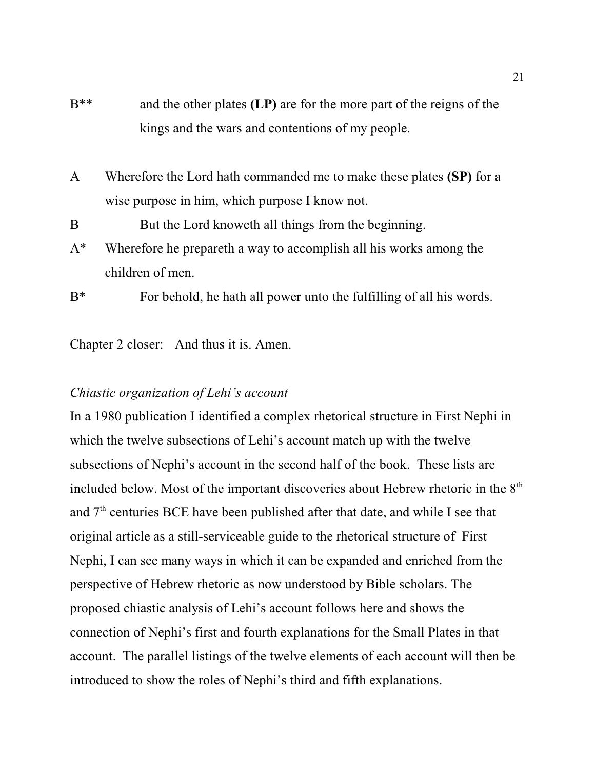B** and the other plates **(LP)** are for the more part of the reigns of the kings and the wars and contentions of my people.

A Wherefore the Lord hath commanded me to make these plates **(SP)** for a wise purpose in him, which purpose I know not.

B But the Lord knoweth all things from the beginning.

A* Wherefore he prepareth a way to accomplish all his works among the children of men.

B* For behold, he hath all power unto the fulfilling of all his words.

Chapter 2 closer: And thus it is. Amen.

*Chiastic organization of Lehi's account*

In a 1980 publication I identified a complex rhetorical structure in First Nephi in which the twelve subsections of Lehi's account match up with the twelve subsections of Nephi's account in the second half of the book. These lists are included below. Most of the important discoveries about Hebrew rhetoric in the 8th and 7th centuries BCE have been published after that date, and while I see that original article as a still-serviceable guide to the rhetorical structure of First Nephi, I can see many ways in which it can be expanded and enriched from the perspective of Hebrew rhetoric as now understood by Bible scholars. The proposed chiastic analysis of Lehi's account follows here and shows the connection of Nephi's first and fourth explanations for the Small Plates in that account. The parallel listings of the twelve elements of each account will then be introduced to show the roles of Nephi's third and fifth explanations.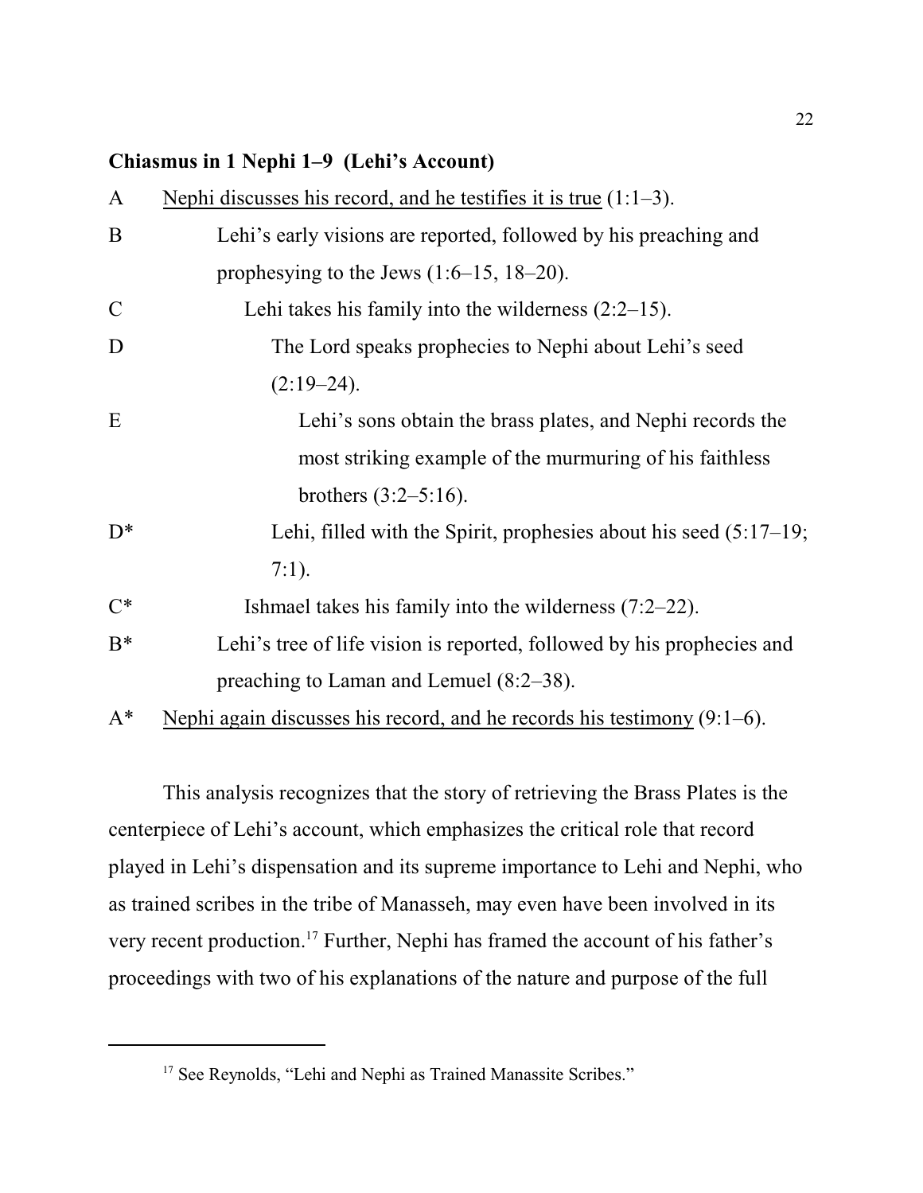**Chiasmus in 1 Nephi 1–9 (Lehi's Account)**

A &nbsp;&nbsp; <u>Nephi discusses his record, and he testifies it is true</u> (1:1–3).

B &nbsp;&nbsp;&nbsp;&nbsp;&nbsp;&nbsp;&nbsp;&nbsp; Lehi's early visions are reported, followed by his preaching and prophesying to the Jews (1:6–15, 18–20).

C &nbsp;&nbsp;&nbsp;&nbsp;&nbsp;&nbsp;&nbsp;&nbsp;&nbsp;&nbsp;&nbsp;&nbsp; Lehi takes his family into the wilderness (2:2–15).

D &nbsp;&nbsp;&nbsp;&nbsp;&nbsp;&nbsp;&nbsp;&nbsp;&nbsp;&nbsp;&nbsp;&nbsp;&nbsp;&nbsp;&nbsp;&nbsp; The Lord speaks prophecies to Nephi about Lehi's seed (2:19–24).

E &nbsp;&nbsp;&nbsp;&nbsp;&nbsp;&nbsp;&nbsp;&nbsp;&nbsp;&nbsp;&nbsp;&nbsp;&nbsp;&nbsp;&nbsp;&nbsp;&nbsp;&nbsp;&nbsp;&nbsp; Lehi's sons obtain the brass plates, and Nephi records the most striking example of the murmuring of his faithless brothers (3:2–5:16).

D* &nbsp;&nbsp;&nbsp;&nbsp;&nbsp;&nbsp;&nbsp;&nbsp;&nbsp;&nbsp;&nbsp;&nbsp;&nbsp;&nbsp; Lehi, filled with the Spirit, prophesies about his seed (5:17–19; 7:1).

C* &nbsp;&nbsp;&nbsp;&nbsp;&nbsp;&nbsp;&nbsp;&nbsp;&nbsp;&nbsp; Ishmael takes his family into the wilderness (7:2–22).

B* &nbsp;&nbsp;&nbsp;&nbsp;&nbsp;&nbsp; Lehi's tree of life vision is reported, followed by his prophecies and preaching to Laman and Lemuel (8:2–38).

A* &nbsp; <u>Nephi again discusses his record, and he records his testimony</u> (9:1–6).

This analysis recognizes that the story of retrieving the Brass Plates is the centerpiece of Lehi's account, which emphasizes the critical role that record played in Lehi's dispensation and its supreme importance to Lehi and Nephi, who as trained scribes in the tribe of Manasseh, may even have been involved in its very recent production.[17] Further, Nephi has framed the account of his father's proceedings with two of his explanations of the nature and purpose of the full

[17] See Reynolds, "Lehi and Nephi as Trained Manassite Scribes."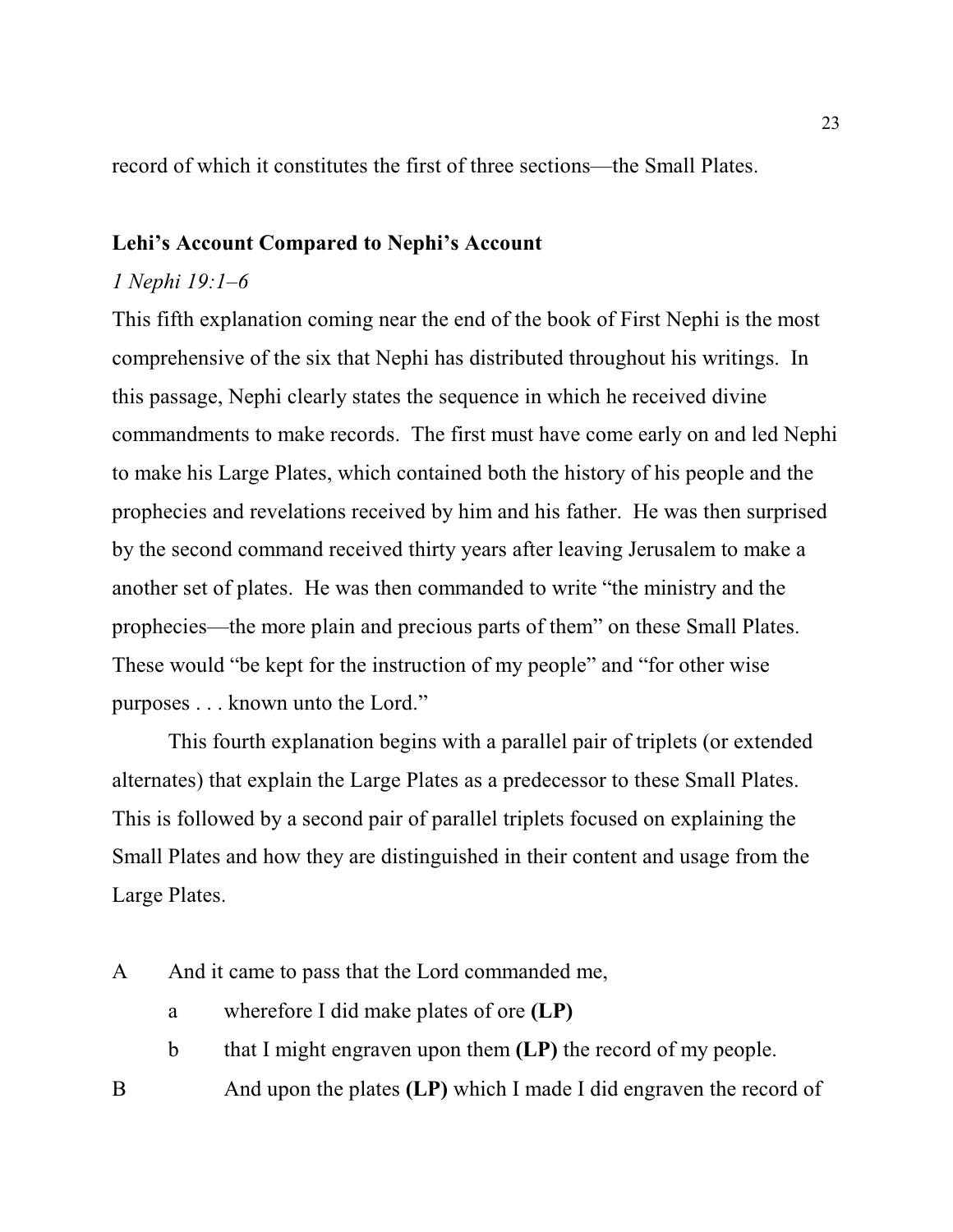record of which it constitutes the first of three sections—the Small Plates.

### Lehi's Account Compared to Nephi's Account

*1 Nephi 19:1–6*

This fifth explanation coming near the end of the book of First Nephi is the most comprehensive of the six that Nephi has distributed throughout his writings. In this passage, Nephi clearly states the sequence in which he received divine commandments to make records. The first must have come early on and led Nephi to make his Large Plates, which contained both the history of his people and the prophecies and revelations received by him and his father. He was then surprised by the second command received thirty years after leaving Jerusalem to make a another set of plates. He was then commanded to write "the ministry and the prophecies—the more plain and precious parts of them" on these Small Plates. These would "be kept for the instruction of my people" and "for other wise purposes . . . known unto the Lord."

This fourth explanation begins with a parallel pair of triplets (or extended alternates) that explain the Large Plates as a predecessor to these Small Plates. This is followed by a second pair of parallel triplets focused on explaining the Small Plates and how they are distinguished in their content and usage from the Large Plates.

A And it came to pass that the Lord commanded me,

  a wherefore I did make plates of ore **(LP)**

  b that I might engraven upon them **(LP)** the record of my people.

B   And upon the plates **(LP)** which I made I did engraven the record of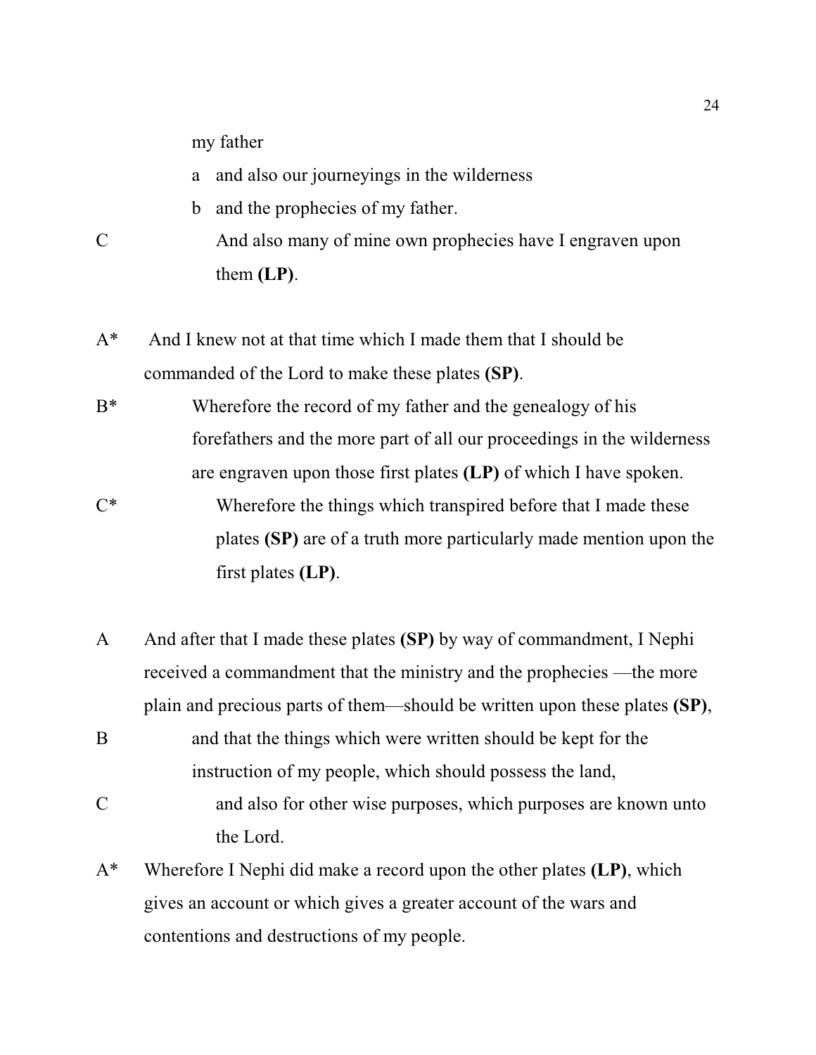my father

a and also our journeyings in the wilderness

b and the prophecies of my father.

C And also many of mine own prophecies have I engraven upon them **(LP)**.

A* And I knew not at that time which I made them that I should be commanded of the Lord to make these plates **(SP)**.

B* Wherefore the record of my father and the genealogy of his forefathers and the more part of all our proceedings in the wilderness are engraven upon those first plates **(LP)** of which I have spoken.

C* Wherefore the things which transpired before that I made these plates **(SP)** are of a truth more particularly made mention upon the first plates **(LP)**.

A And after that I made these plates **(SP)** by way of commandment, I Nephi received a commandment that the ministry and the prophecies —the more plain and precious parts of them—should be written upon these plates **(SP)**,

B and that the things which were written should be kept for the instruction of my people, which should possess the land,

C and also for other wise purposes, which purposes are known unto the Lord.

A* Wherefore I Nephi did make a record upon the other plates **(LP)**, which gives an account or which gives a greater account of the wars and contentions and destructions of my people.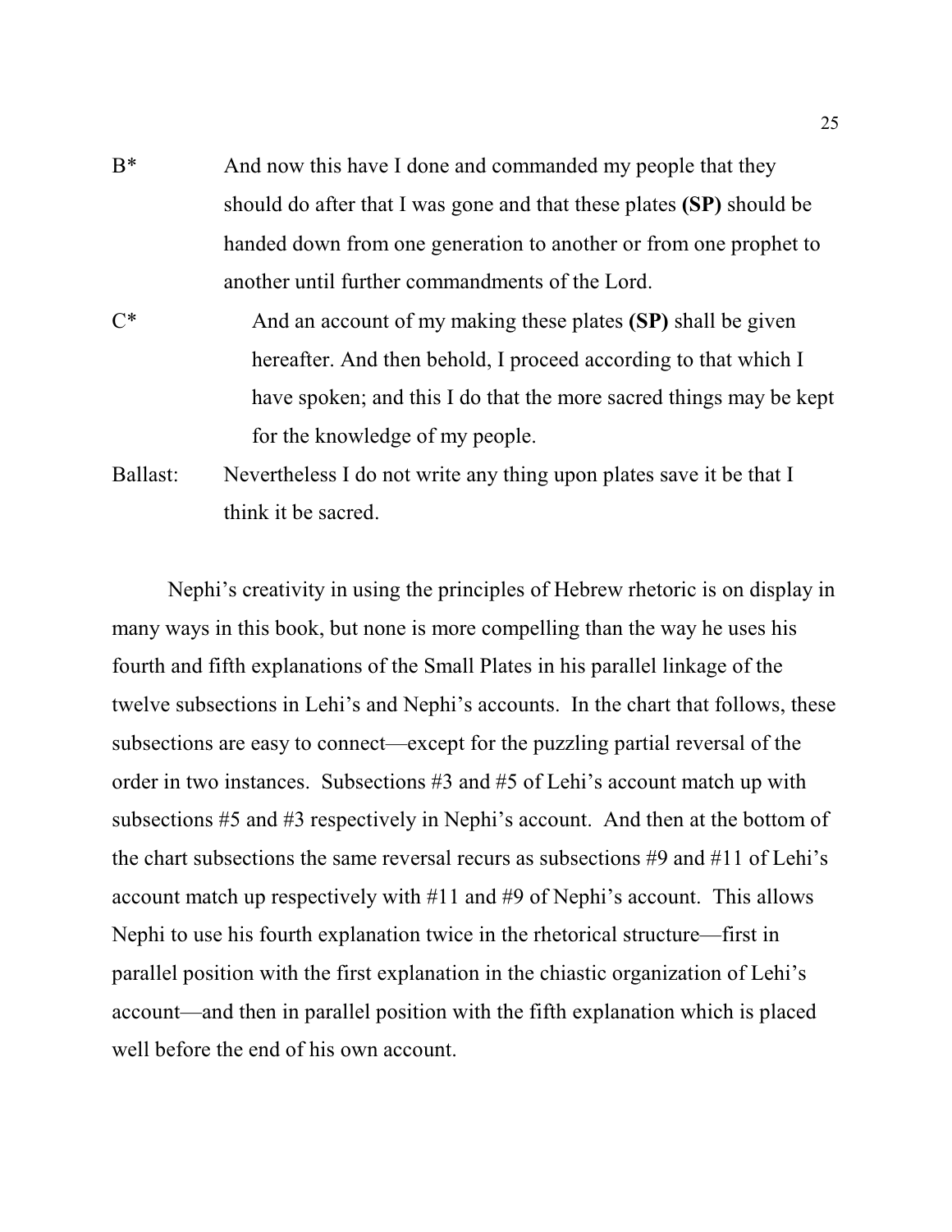B* And now this have I done and commanded my people that they should do after that I was gone and that these plates **(SP)** should be handed down from one generation to another or from one prophet to another until further commandments of the Lord.

C* And an account of my making these plates **(SP)** shall be given hereafter. And then behold, I proceed according to that which I have spoken; and this I do that the more sacred things may be kept for the knowledge of my people.

Ballast: Nevertheless I do not write any thing upon plates save it be that I think it be sacred.

Nephi's creativity in using the principles of Hebrew rhetoric is on display in many ways in this book, but none is more compelling than the way he uses his fourth and fifth explanations of the Small Plates in his parallel linkage of the twelve subsections in Lehi's and Nephi's accounts. In the chart that follows, these subsections are easy to connect—except for the puzzling partial reversal of the order in two instances. Subsections #3 and #5 of Lehi's account match up with subsections #5 and #3 respectively in Nephi's account. And then at the bottom of the chart subsections the same reversal recurs as subsections #9 and #11 of Lehi's account match up respectively with #11 and #9 of Nephi's account. This allows Nephi to use his fourth explanation twice in the rhetorical structure—first in parallel position with the first explanation in the chiastic organization of Lehi's account—and then in parallel position with the fifth explanation which is placed well before the end of his own account.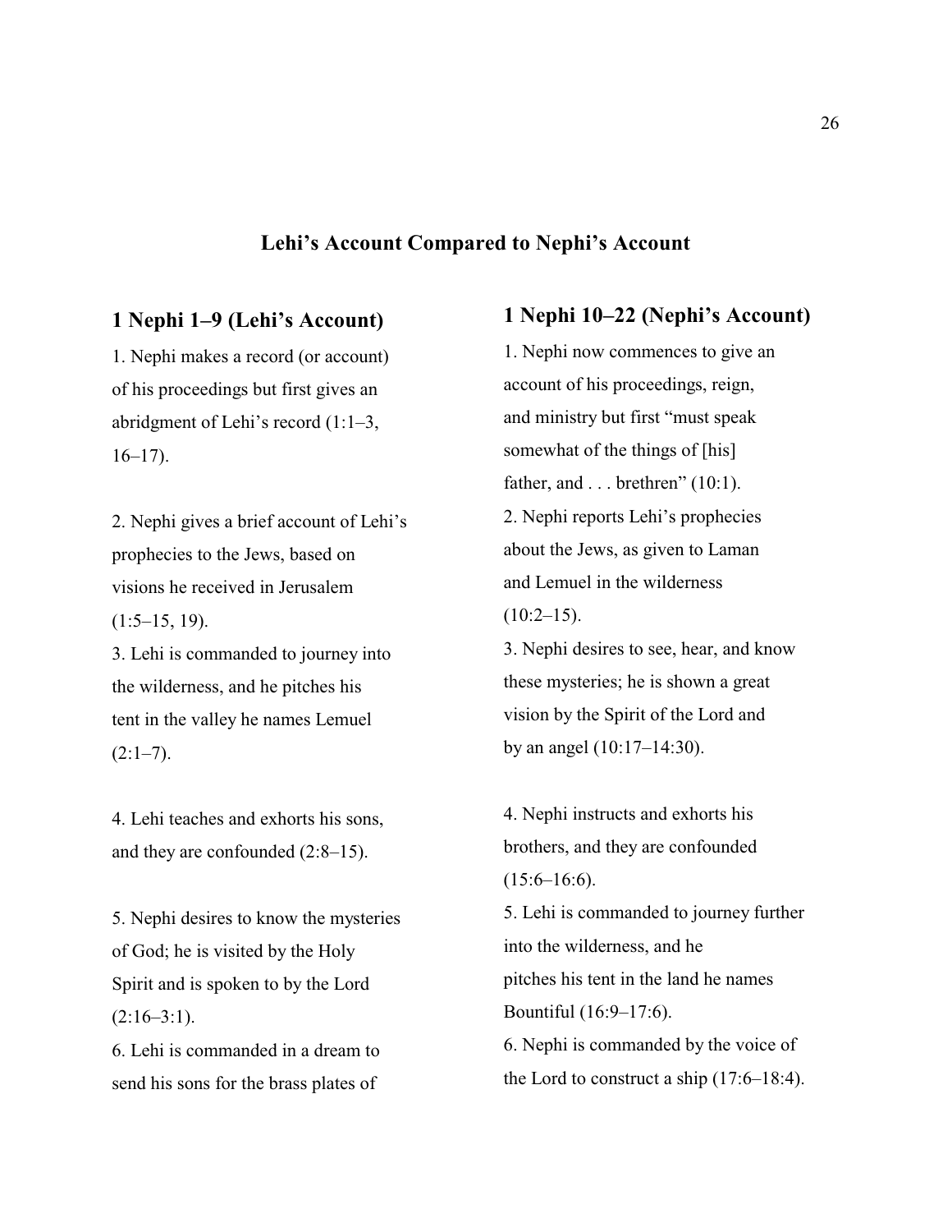## Lehi's Account Compared to Nephi's Account

| 1 Nephi 1–9 (Lehi's Account) | 1 Nephi 10–22 (Nephi's Account) |
| --- | --- |
| 1. Nephi makes a record (or account) of his proceedings but first gives an abridgment of Lehi's record (1:1–3, 16–17). | 1. Nephi now commences to give an account of his proceedings, reign, and ministry but first "must speak somewhat of the things of [his] father, and . . . brethren" (10:1). |
| 2. Nephi gives a brief account of Lehi's prophecies to the Jews, based on visions he received in Jerusalem (1:5–15, 19). | 2. Nephi reports Lehi's prophecies about the Jews, as given to Laman and Lemuel in the wilderness (10:2–15). |
| 3. Lehi is commanded to journey into the wilderness, and he pitches his tent in the valley he names Lemuel (2:1–7). | 3. Nephi desires to see, hear, and know these mysteries; he is shown a great vision by the Spirit of the Lord and by an angel (10:17–14:30). |
| 4. Lehi teaches and exhorts his sons, and they are confounded (2:8–15). | 4. Nephi instructs and exhorts his brothers, and they are confounded (15:6–16:6). |
| 5. Nephi desires to know the mysteries of God; he is visited by the Holy Spirit and is spoken to by the Lord (2:16–3:1). | 5. Lehi is commanded to journey further into the wilderness, and he pitches his tent in the land he names Bountiful (16:9–17:6). |
| 6. Lehi is commanded in a dream to send his sons for the brass plates of | 6. Nephi is commanded by the voice of the Lord to construct a ship (17:6–18:4). |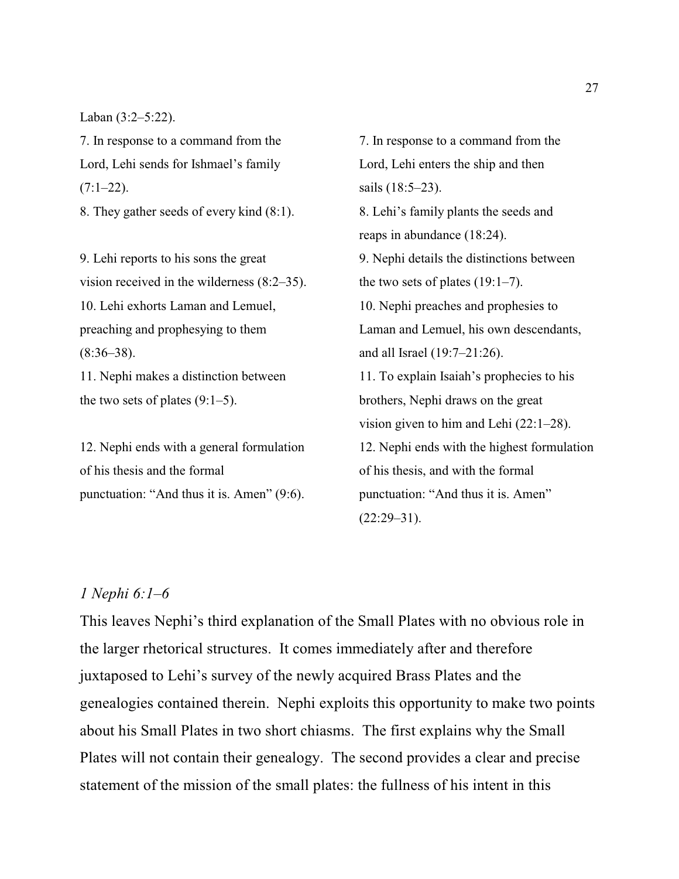Laban (3:2–5:22).

| | |
|---|---|
| 7. In response to a command from the Lord, Lehi sends for Ishmael's family (7:1–22). | 7. In response to a command from the Lord, Lehi enters the ship and then sails (18:5–23). |
| 8. They gather seeds of every kind (8:1). | 8. Lehi's family plants the seeds and reaps in abundance (18:24). |
| 9. Lehi reports to his sons the great vision received in the wilderness (8:2–35). | 9. Nephi details the distinctions between the two sets of plates (19:1–7). |
| 10. Lehi exhorts Laman and Lemuel, preaching and prophesying to them (8:36–38). | 10. Nephi preaches and prophesies to Laman and Lemuel, his own descendants, and all Israel (19:7–21:26). |
| 11. Nephi makes a distinction between the two sets of plates (9:1–5). | 11. To explain Isaiah's prophecies to his brothers, Nephi draws on the great vision given to him and Lehi (22:1–28). |
| 12. Nephi ends with a general formulation of his thesis and the formal punctuation: "And thus it is. Amen" (9:6). | 12. Nephi ends with the highest formulation of his thesis, and with the formal punctuation: "And thus it is. Amen" (22:29–31). |

*1 Nephi 6:1–6*

This leaves Nephi's third explanation of the Small Plates with no obvious role in the larger rhetorical structures. It comes immediately after and therefore juxtaposed to Lehi's survey of the newly acquired Brass Plates and the genealogies contained therein. Nephi exploits this opportunity to make two points about his Small Plates in two short chiasms. The first explains why the Small Plates will not contain their genealogy. The second provides a clear and precise statement of the mission of the small plates: the fullness of his intent in this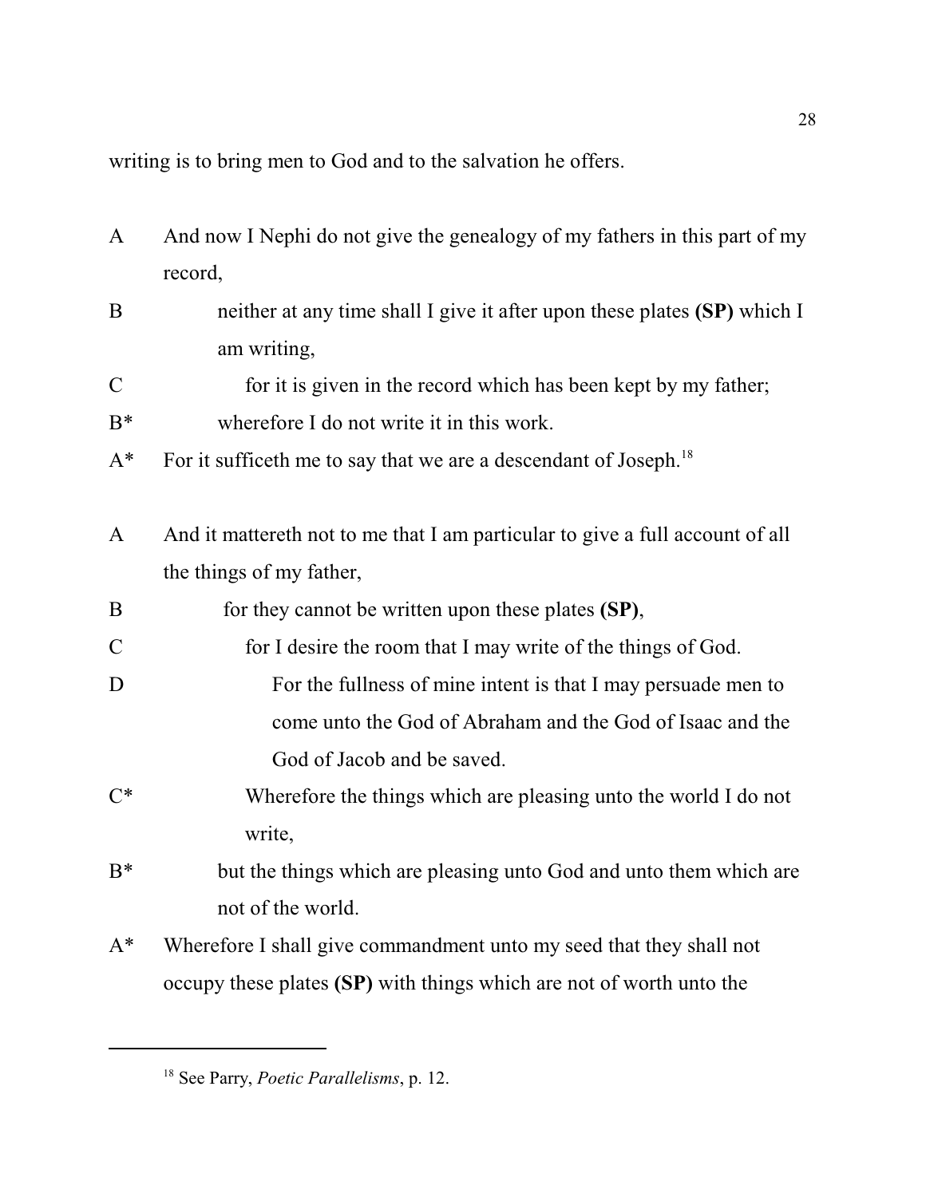writing is to bring men to God and to the salvation he offers.

A  And now I Nephi do not give the genealogy of my fathers in this part of my record,

B    neither at any time shall I give it after upon these plates **(SP)** which I am writing,

C      for it is given in the record which has been kept by my father;

B*    wherefore I do not write it in this work.

A*  For it sufficeth me to say that we are a descendant of Joseph.[18]

A  And it mattereth not to me that I am particular to give a full account of all the things of my father,

B    for they cannot be written upon these plates **(SP)**,

C      for I desire the room that I may write of the things of God.

D        For the fullness of mine intent is that I may persuade men to come unto the God of Abraham and the God of Isaac and the God of Jacob and be saved.

C*      Wherefore the things which are pleasing unto the world I do not write,

B*    but the things which are pleasing unto God and unto them which are not of the world.

A*  Wherefore I shall give commandment unto my seed that they shall not occupy these plates **(SP)** with things which are not of worth unto the

---

[18] See Parry, *Poetic Parallelisms*, p. 12.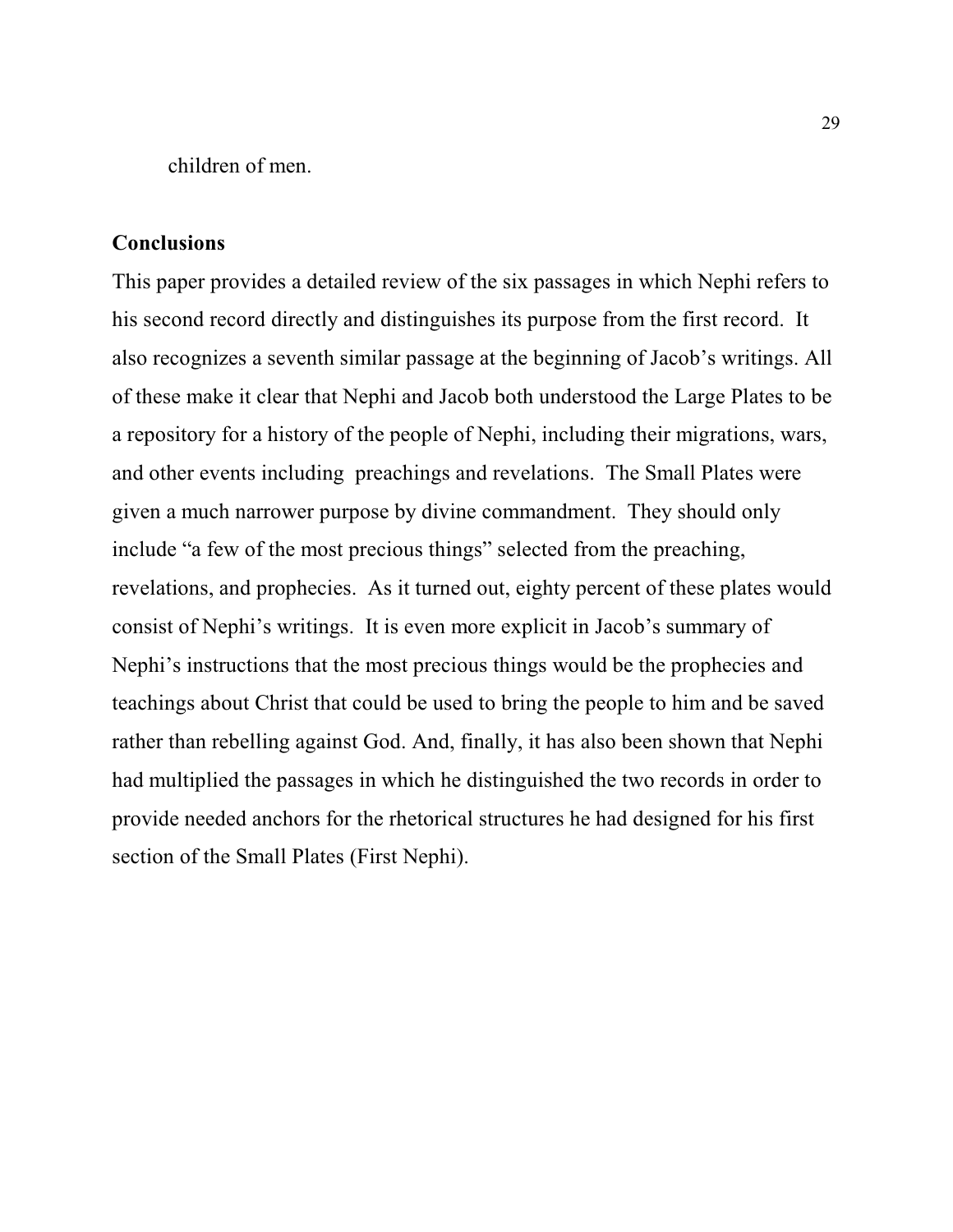children of men.

**Conclusions**

This paper provides a detailed review of the six passages in which Nephi refers to his second record directly and distinguishes its purpose from the first record. It also recognizes a seventh similar passage at the beginning of Jacob's writings. All of these make it clear that Nephi and Jacob both understood the Large Plates to be a repository for a history of the people of Nephi, including their migrations, wars, and other events including preachings and revelations. The Small Plates were given a much narrower purpose by divine commandment. They should only include "a few of the most precious things" selected from the preaching, revelations, and prophecies. As it turned out, eighty percent of these plates would consist of Nephi's writings. It is even more explicit in Jacob's summary of Nephi's instructions that the most precious things would be the prophecies and teachings about Christ that could be used to bring the people to him and be saved rather than rebelling against God. And, finally, it has also been shown that Nephi had multiplied the passages in which he distinguished the two records in order to provide needed anchors for the rhetorical structures he had designed for his first section of the Small Plates (First Nephi).